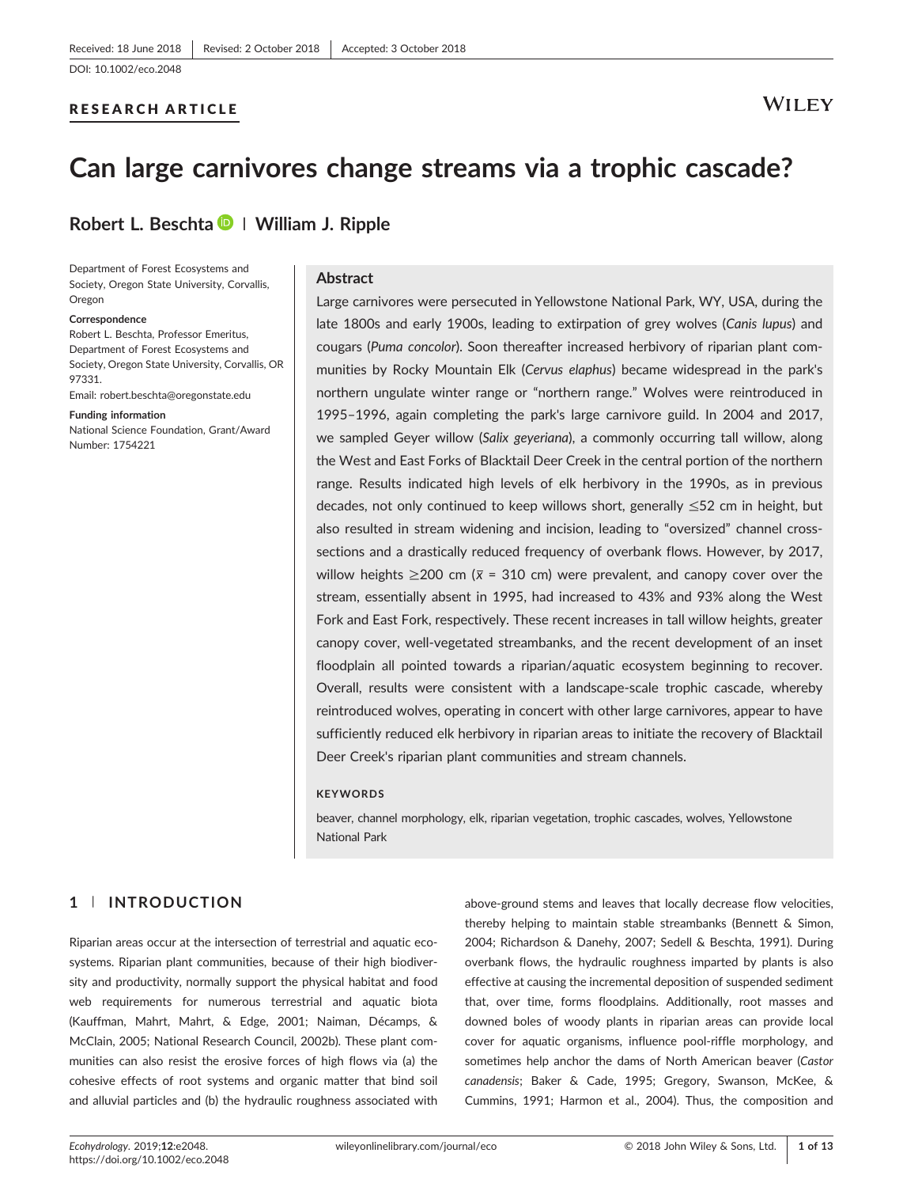Received: 18 June 2018 | Revised: 2 October 2018 | Accepted: 3 October 2018

DOI: 10.1002/eco.2048

RESEARCH ARTICLE

# Can large carnivores change streams via a trophic cascade?

**Robert L. Beschta | William J. Ripple**

Department of Forest Ecosystems and Society, Oregon State University, Corvallis, Oregon

**Correspondence**
Robert L. Beschta, Professor Emeritus, Department of Forest Ecosystems and Society, Oregon State University, Corvallis, OR 97331.
Email: robert.beschta@oregonstate.edu

**Funding information**
National Science Foundation, Grant/Award Number: 1754221

## Abstract

Large carnivores were persecuted in Yellowstone National Park, WY, USA, during the late 1800s and early 1900s, leading to extirpation of grey wolves (*Canis lupus*) and cougars (*Puma concolor*). Soon thereafter increased herbivory of riparian plant communities by Rocky Mountain Elk (*Cervus elaphus*) became widespread in the park's northern ungulate winter range or "northern range." Wolves were reintroduced in 1995–1996, again completing the park's large carnivore guild. In 2004 and 2017, we sampled Geyer willow (*Salix geyeriana*), a commonly occurring tall willow, along the West and East Forks of Blacktail Deer Creek in the central portion of the northern range. Results indicated high levels of elk herbivory in the 1990s, as in previous decades, not only continued to keep willows short, generally ≤52 cm in height, but also resulted in stream widening and incision, leading to "oversized" channel cross-sections and a drastically reduced frequency of overbank flows. However, by 2017, willow heights ≥200 cm ($\bar{x}$ = 310 cm) were prevalent, and canopy cover over the stream, essentially absent in 1995, had increased to 43% and 93% along the West Fork and East Fork, respectively. These recent increases in tall willow heights, greater canopy cover, well-vegetated streambanks, and the recent development of an inset floodplain all pointed towards a riparian/aquatic ecosystem beginning to recover. Overall, results were consistent with a landscape-scale trophic cascade, whereby reintroduced wolves, operating in concert with other large carnivores, appear to have sufficiently reduced elk herbivory in riparian areas to initiate the recovery of Blacktail Deer Creek's riparian plant communities and stream channels.

**KEYWORDS**

beaver, channel morphology, elk, riparian vegetation, trophic cascades, wolves, Yellowstone National Park

## 1 | INTRODUCTION

Riparian areas occur at the intersection of terrestrial and aquatic ecosystems. Riparian plant communities, because of their high biodiversity and productivity, normally support the physical habitat and food web requirements for numerous terrestrial and aquatic biota (Kauffman, Mahrt, Mahrt, & Edge, 2001; Naiman, Décamps, & McClain, 2005; National Research Council, 2002b). These plant communities can also resist the erosive forces of high flows via (a) the cohesive effects of root systems and organic matter that bind soil and alluvial particles and (b) the hydraulic roughness associated with above-ground stems and leaves that locally decrease flow velocities, thereby helping to maintain stable streambanks (Bennett & Simon, 2004; Richardson & Danehy, 2007; Sedell & Beschta, 1991). During overbank flows, the hydraulic roughness imparted by plants is also effective at causing the incremental deposition of suspended sediment that, over time, forms floodplains. Additionally, root masses and downed boles of woody plants in riparian areas can provide local cover for aquatic organisms, influence pool-riffle morphology, and sometimes help anchor the dams of North American beaver (*Castor canadensis*; Baker & Cade, 1995; Gregory, Swanson, McKee, & Cummins, 1991; Harmon et al., 2004). Thus, the composition and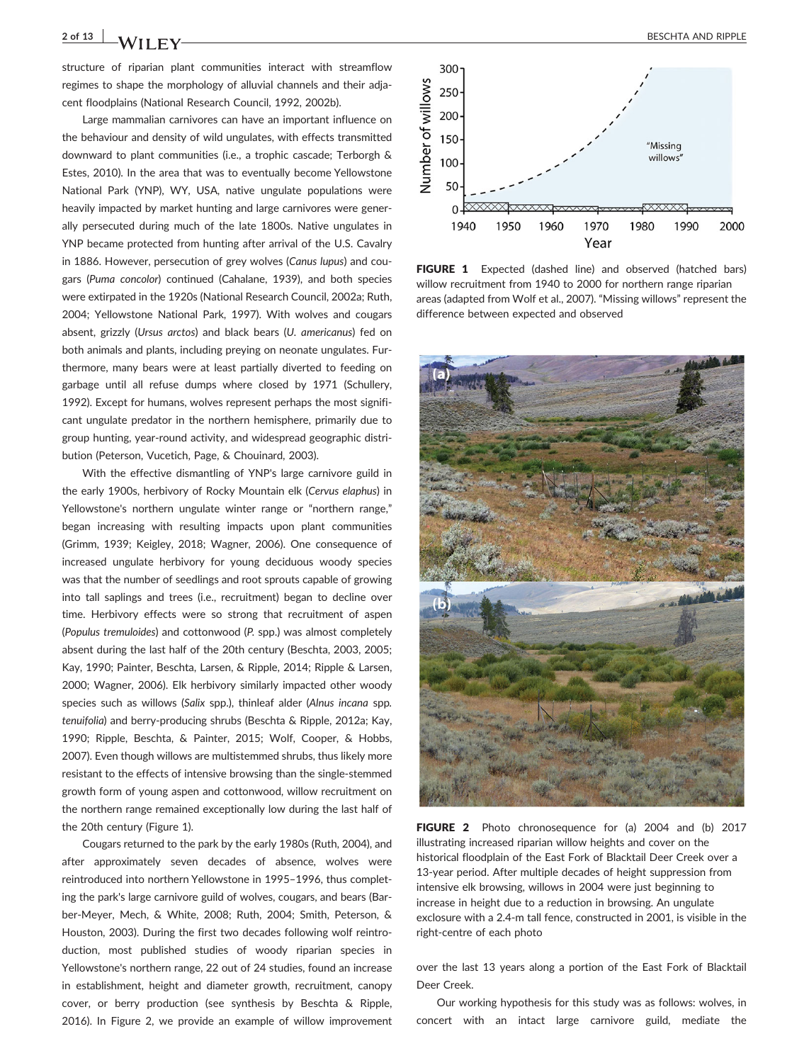structure of riparian plant communities interact with streamflow regimes to shape the morphology of alluvial channels and their adjacent floodplains (National Research Council, 1992, 2002b).

Large mammalian carnivores can have an important influence on the behaviour and density of wild ungulates, with effects transmitted downward to plant communities (i.e., a trophic cascade; Terborgh & Estes, 2010). In the area that was to eventually become Yellowstone National Park (YNP), WY, USA, native ungulate populations were heavily impacted by market hunting and large carnivores were generally persecuted during much of the late 1800s. Native ungulates in YNP became protected from hunting after arrival of the U.S. Cavalry in 1886. However, persecution of grey wolves (*Canus lupus*) and cougars (*Puma concolor*) continued (Cahalane, 1939), and both species were extirpated in the 1920s (National Research Council, 2002a; Ruth, 2004; Yellowstone National Park, 1997). With wolves and cougars absent, grizzly (*Ursus arctos*) and black bears (*U. americanus*) fed on both animals and plants, including preying on neonate ungulates. Furthermore, many bears were at least partially diverted to feeding on garbage until all refuse dumps where closed by 1971 (Schullery, 1992). Except for humans, wolves represent perhaps the most significant ungulate predator in the northern hemisphere, primarily due to group hunting, year-round activity, and widespread geographic distribution (Peterson, Vucetich, Page, & Chouinard, 2003).

With the effective dismantling of YNP's large carnivore guild in the early 1900s, herbivory of Rocky Mountain elk (*Cervus elaphus*) in Yellowstone's northern ungulate winter range or "northern range," began increasing with resulting impacts upon plant communities (Grimm, 1939; Keigley, 2018; Wagner, 2006). One consequence of increased ungulate herbivory for young deciduous woody species was that the number of seedlings and root sprouts capable of growing into tall saplings and trees (i.e., recruitment) began to decline over time. Herbivory effects were so strong that recruitment of aspen (*Populus tremuloides*) and cottonwood (*P.* spp.) was almost completely absent during the last half of the 20th century (Beschta, 2003, 2005; Kay, 1990; Painter, Beschta, Larsen, & Ripple, 2014; Ripple & Larsen, 2000; Wagner, 2006). Elk herbivory similarly impacted other woody species such as willows (*Salix* spp.), thinleaf alder (*Alnus incana* spp. *tenuifolia*) and berry-producing shrubs (Beschta & Ripple, 2012a; Kay, 1990; Ripple, Beschta, & Painter, 2015; Wolf, Cooper, & Hobbs, 2007). Even though willows are multistemmed shrubs, thus likely more resistant to the effects of intensive browsing than the single-stemmed growth form of young aspen and cottonwood, willow recruitment on the northern range remained exceptionally low during the last half of the 20th century (Figure 1).

Cougars returned to the park by the early 1980s (Ruth, 2004), and after approximately seven decades of absence, wolves were reintroduced into northern Yellowstone in 1995–1996, thus completing the park's large carnivore guild of wolves, cougars, and bears (Barber-Meyer, Mech, & White, 2008; Ruth, 2004; Smith, Peterson, & Houston, 2003). During the first two decades following wolf reintroduction, most published studies of woody riparian species in Yellowstone's northern range, 22 out of 24 studies, found an increase in establishment, height and diameter growth, recruitment, canopy cover, or berry production (see synthesis by Beschta & Ripple, 2016). In Figure 2, we provide an example of willow improvement over the last 13 years along a portion of the East Fork of Blacktail Deer Creek.

**FIGURE 1** Expected (dashed line) and observed (hatched bars) willow recruitment from 1940 to 2000 for northern range riparian areas (adapted from Wolf et al., 2007). "Missing willows" represent the difference between expected and observed

**FIGURE 2** Photo chronosequence for (a) 2004 and (b) 2017 illustrating increased riparian willow heights and cover on the historical floodplain of the East Fork of Blacktail Deer Creek over a 13-year period. After multiple decades of height suppression from intensive elk browsing, willows in 2004 were just beginning to increase in height due to a reduction in browsing. An ungulate exclosure with a 2.4-m tall fence, constructed in 2001, is visible in the right-centre of each photo

Our working hypothesis for this study was as follows: wolves, in concert with an intact large carnivore guild, mediate the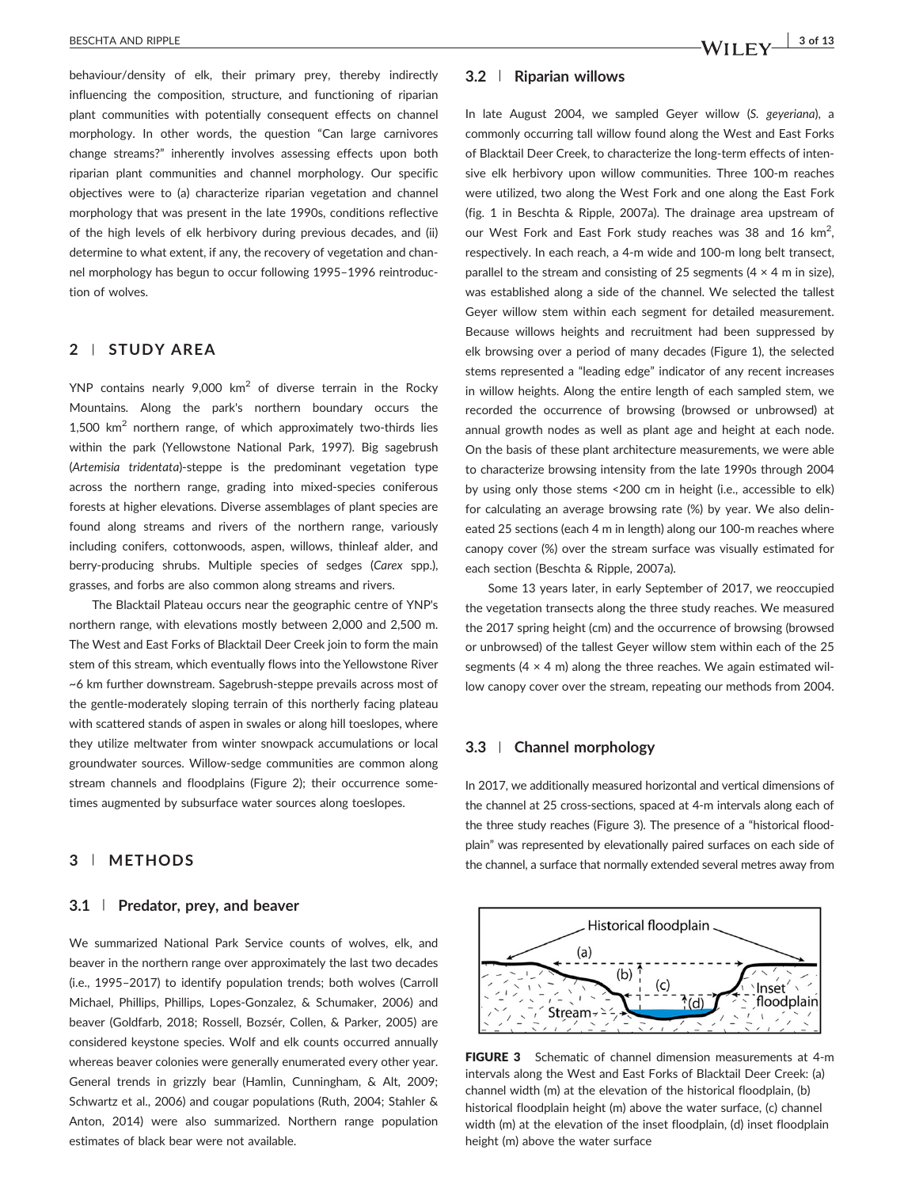behaviour/density of elk, their primary prey, thereby indirectly influencing the composition, structure, and functioning of riparian plant communities with potentially consequent effects on channel morphology. In other words, the question "Can large carnivores change streams?" inherently involves assessing effects upon both riparian plant communities and channel morphology. Our specific objectives were to (a) characterize riparian vegetation and channel morphology that was present in the late 1990s, conditions reflective of the high levels of elk herbivory during previous decades, and (ii) determine to what extent, if any, the recovery of vegetation and channel morphology has begun to occur following 1995–1996 reintroduction of wolves.

## 2 | STUDY AREA

YNP contains nearly 9,000 km$^2$ of diverse terrain in the Rocky Mountains. Along the park's northern boundary occurs the 1,500 km$^2$ northern range, of which approximately two-thirds lies within the park (Yellowstone National Park, 1997). Big sagebrush (*Artemisia tridentata*)-steppe is the predominant vegetation type across the northern range, grading into mixed-species coniferous forests at higher elevations. Diverse assemblages of plant species are found along streams and rivers of the northern range, variously including conifers, cottonwoods, aspen, willows, thinleaf alder, and berry-producing shrubs. Multiple species of sedges (*Carex* spp.), grasses, and forbs are also common along streams and rivers.

The Blacktail Plateau occurs near the geographic centre of YNP's northern range, with elevations mostly between 2,000 and 2,500 m. The West and East Forks of Blacktail Deer Creek join to form the main stem of this stream, which eventually flows into the Yellowstone River ~6 km further downstream. Sagebrush-steppe prevails across most of the gentle-moderately sloping terrain of this northerly facing plateau with scattered stands of aspen in swales or along hill toeslopes, where they utilize meltwater from winter snowpack accumulations or local groundwater sources. Willow-sedge communities are common along stream channels and floodplains (Figure 2); their occurrence sometimes augmented by subsurface water sources along toeslopes.

## 3 | METHODS

### 3.1 | Predator, prey, and beaver

We summarized National Park Service counts of wolves, elk, and beaver in the northern range over approximately the last two decades (i.e., 1995–2017) to identify population trends; both wolves (Carroll Michael, Phillips, Phillips, Lopes-Gonzalez, & Schumaker, 2006) and beaver (Goldfarb, 2018; Rossell, Bozsér, Collen, & Parker, 2005) are considered keystone species. Wolf and elk counts occurred annually whereas beaver colonies were generally enumerated every other year. General trends in grizzly bear (Hamlin, Cunningham, & Alt, 2009; Schwartz et al., 2006) and cougar populations (Ruth, 2004; Stahler & Anton, 2014) were also summarized. Northern range population estimates of black bear were not available.

### 3.2 | Riparian willows

In late August 2004, we sampled Geyer willow (*S. geyeriana*), a commonly occurring tall willow found along the West and East Forks of Blacktail Deer Creek, to characterize the long-term effects of intensive elk herbivory upon willow communities. Three 100-m reaches were utilized, two along the West Fork and one along the East Fork (fig. 1 in Beschta & Ripple, 2007a). The drainage area upstream of our West Fork and East Fork study reaches was 38 and 16 km$^2$, respectively. In each reach, a 4-m wide and 100-m long belt transect, parallel to the stream and consisting of 25 segments (4 × 4 m in size), was established along a side of the channel. We selected the tallest Geyer willow stem within each segment for detailed measurement. Because willows heights and recruitment had been suppressed by elk browsing over a period of many decades (Figure 1), the selected stems represented a "leading edge" indicator of any recent increases in willow heights. Along the entire length of each sampled stem, we recorded the occurrence of browsing (browsed or unbrowsed) at annual growth nodes as well as plant age and height at each node. On the basis of these plant architecture measurements, we were able to characterize browsing intensity from the late 1990s through 2004 by using only those stems <200 cm in height (i.e., accessible to elk) for calculating an average browsing rate (%) by year. We also delineated 25 sections (each 4 m in length) along our 100-m reaches where canopy cover (%) over the stream surface was visually estimated for each section (Beschta & Ripple, 2007a).

Some 13 years later, in early September of 2017, we reoccupied the vegetation transects along the three study reaches. We measured the 2017 spring height (cm) and the occurrence of browsing (browsed or unbrowsed) of the tallest Geyer willow stem within each of the 25 segments (4 × 4 m) along the three reaches. We again estimated willow canopy cover over the stream, repeating our methods from 2004.

### 3.3 | Channel morphology

In 2017, we additionally measured horizontal and vertical dimensions of the channel at 25 cross-sections, spaced at 4-m intervals along each of the three study reaches (Figure 3). The presence of a "historical floodplain" was represented by elevationally paired surfaces on each side of the channel, a surface that normally extended several metres away from

**FIGURE 3** Schematic of channel dimension measurements at 4-m intervals along the West and East Forks of Blacktail Deer Creek: (a) channel width (m) at the elevation of the historical floodplain, (b) historical floodplain height (m) above the water surface, (c) channel width (m) at the elevation of the inset floodplain, (d) inset floodplain height (m) above the water surface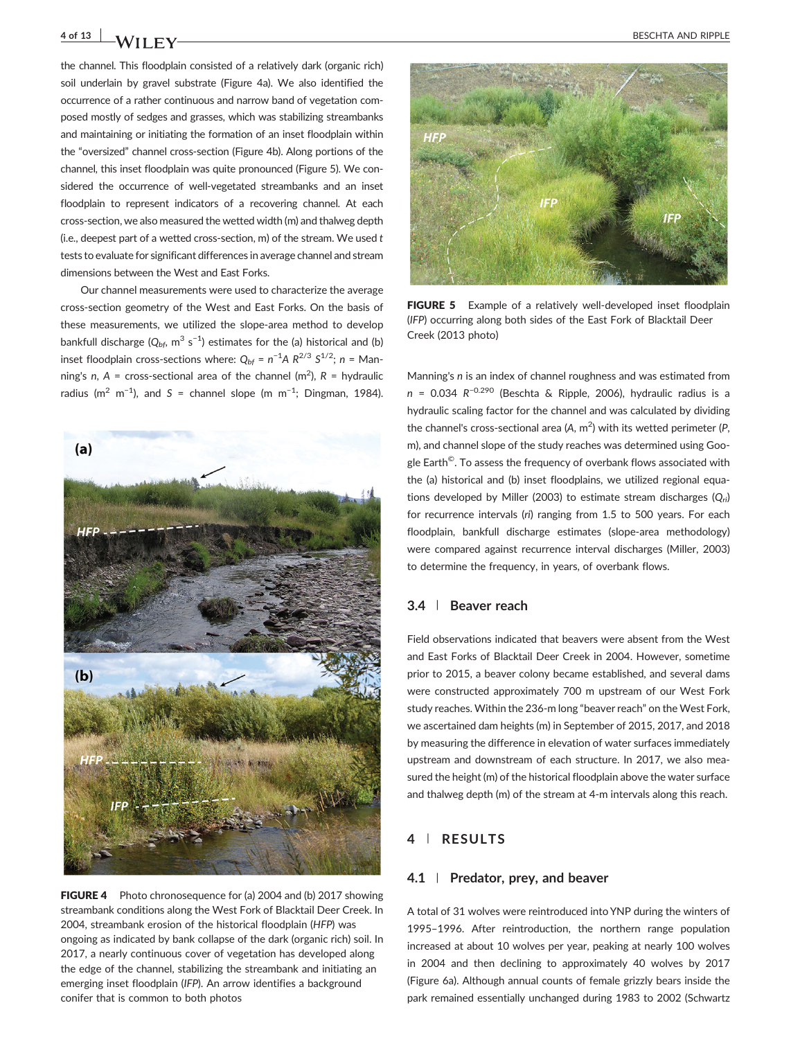the channel. This floodplain consisted of a relatively dark (organic rich) soil underlain by gravel substrate (Figure 4a). We also identified the occurrence of a rather continuous and narrow band of vegetation composed mostly of sedges and grasses, which was stabilizing streambanks and maintaining or initiating the formation of an inset floodplain within the "oversized" channel cross-section (Figure 4b). Along portions of the channel, this inset floodplain was quite pronounced (Figure 5). We considered the occurrence of well-vegetated streambanks and an inset floodplain to represent indicators of a recovering channel. At each cross-section, we also measured the wetted width (m) and thalweg depth (i.e., deepest part of a wetted cross-section, m) of the stream. We used *t* tests to evaluate for significant differences in average channel and stream dimensions between the West and East Forks.

Our channel measurements were used to characterize the average cross-section geometry of the West and East Forks. On the basis of these measurements, we utilized the slope-area method to develop bankfull discharge ($Q_{bf}$, $m^3\ s^{-1}$) estimates for the (a) historical and (b) inset floodplain cross-sections where: $Q_{bf} = n^{-1} A\ R^{2/3}\ S^{1/2}$; $n$ = Manning's $n$, $A$ = cross-sectional area of the channel ($m^2$), $R$ = hydraulic radius ($m^2\ m^{-1}$), and $S$ = channel slope ($m\ m^{-1}$; Dingman, 1984).

FIGURE 4 Photo chronosequence for (a) 2004 and (b) 2017 showing streambank conditions along the West Fork of Blacktail Deer Creek. In 2004, streambank erosion of the historical floodplain (*HFP*) was ongoing as indicated by bank collapse of the dark (organic rich) soil. In 2017, a nearly continuous cover of vegetation has developed along the edge of the channel, stabilizing the streambank and initiating an emerging inset floodplain (*IFP*). An arrow identifies a background conifer that is common to both photos

FIGURE 5 Example of a relatively well-developed inset floodplain (*IFP*) occurring along both sides of the East Fork of Blacktail Deer Creek (2013 photo)

Manning's *n* is an index of channel roughness and was estimated from $n = 0.034\ R^{-0.290}$ (Beschta & Ripple, 2006), hydraulic radius is a hydraulic scaling factor for the channel and was calculated by dividing the channel's cross-sectional area ($A$, $m^2$) with its wetted perimeter ($P$, m), and channel slope of the study reaches was determined using Google Earth©. To assess the frequency of overbank flows associated with the (a) historical and (b) inset floodplains, we utilized regional equations developed by Miller (2003) to estimate stream discharges ($Q_{ri}$) for recurrence intervals (*ri*) ranging from 1.5 to 500 years. For each floodplain, bankfull discharge estimates (slope-area methodology) were compared against recurrence interval discharges (Miller, 2003) to determine the frequency, in years, of overbank flows.

### 3.4 | Beaver reach

Field observations indicated that beavers were absent from the West and East Forks of Blacktail Deer Creek in 2004. However, sometime prior to 2015, a beaver colony became established, and several dams were constructed approximately 700 m upstream of our West Fork study reaches. Within the 236-m long "beaver reach" on the West Fork, we ascertained dam heights (m) in September of 2015, 2017, and 2018 by measuring the difference in elevation of water surfaces immediately upstream and downstream of each structure. In 2017, we also measured the height (m) of the historical floodplain above the water surface and thalweg depth (m) of the stream at 4-m intervals along this reach.

## 4 | RESULTS

### 4.1 | Predator, prey, and beaver

A total of 31 wolves were reintroduced into YNP during the winters of 1995–1996. After reintroduction, the northern range population increased at about 10 wolves per year, peaking at nearly 100 wolves in 2004 and then declining to approximately 40 wolves by 2017 (Figure 6a). Although annual counts of female grizzly bears inside the park remained essentially unchanged during 1983 to 2002 (Schwartz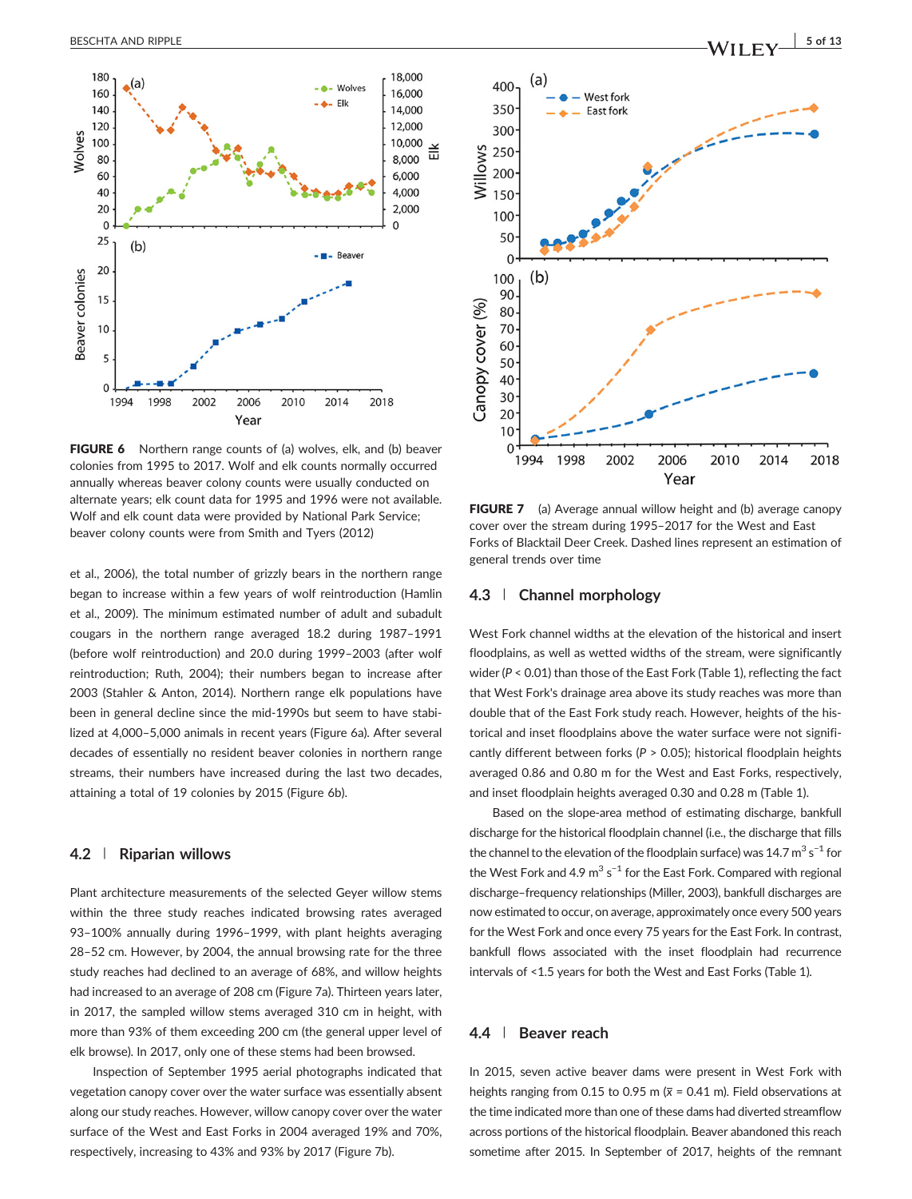FIGURE 6 Northern range counts of (a) wolves, elk, and (b) beaver colonies from 1995 to 2017. Wolf and elk counts normally occurred annually whereas beaver colony counts were usually conducted on alternate years; elk count data for 1995 and 1996 were not available. Wolf and elk count data were provided by National Park Service; beaver colony counts were from Smith and Tyers (2012)

FIGURE 7 (a) Average annual willow height and (b) average canopy cover over the stream during 1995–2017 for the West and East Forks of Blacktail Deer Creek. Dashed lines represent an estimation of general trends over time

et al., 2006), the total number of grizzly bears in the northern range began to increase within a few years of wolf reintroduction (Hamlin et al., 2009). The minimum estimated number of adult and subadult cougars in the northern range averaged 18.2 during 1987–1991 (before wolf reintroduction) and 20.0 during 1999–2003 (after wolf reintroduction; Ruth, 2004); their numbers began to increase after 2003 (Stahler & Anton, 2014). Northern range elk populations have been in general decline since the mid-1990s but seem to have stabilized at 4,000–5,000 animals in recent years (Figure 6a). After several decades of essentially no resident beaver colonies in northern range streams, their numbers have increased during the last two decades, attaining a total of 19 colonies by 2015 (Figure 6b).

## 4.2 | Riparian willows

Plant architecture measurements of the selected Geyer willow stems within the three study reaches indicated browsing rates averaged 93–100% annually during 1996–1999, with plant heights averaging 28–52 cm. However, by 2004, the annual browsing rate for the three study reaches had declined to an average of 68%, and willow heights had increased to an average of 208 cm (Figure 7a). Thirteen years later, in 2017, the sampled willow stems averaged 310 cm in height, with more than 93% of them exceeding 200 cm (the general upper level of elk browse). In 2017, only one of these stems had been browsed.

Inspection of September 1995 aerial photographs indicated that vegetation canopy cover over the water surface was essentially absent along our study reaches. However, willow canopy cover over the water surface of the West and East Forks in 2004 averaged 19% and 70%, respectively, increasing to 43% and 93% by 2017 (Figure 7b).

## 4.3 | Channel morphology

West Fork channel widths at the elevation of the historical and insert floodplains, as well as wetted widths of the stream, were significantly wider ($P < 0.01$) than those of the East Fork (Table 1), reflecting the fact that West Fork's drainage area above its study reaches was more than double that of the East Fork study reach. However, heights of the historical and inset floodplains above the water surface were not significantly different between forks ($P > 0.05$); historical floodplain heights averaged 0.86 and 0.80 m for the West and East Forks, respectively, and inset floodplain heights averaged 0.30 and 0.28 m (Table 1).

Based on the slope-area method of estimating discharge, bankfull discharge for the historical floodplain channel (i.e., the discharge that fills the channel to the elevation of the floodplain surface) was 14.7 $m^3 s^{-1}$ for the West Fork and 4.9 $m^3 s^{-1}$ for the East Fork. Compared with regional discharge–frequency relationships (Miller, 2003), bankfull discharges are now estimated to occur, on average, approximately once every 500 years for the West Fork and once every 75 years for the East Fork. In contrast, bankfull flows associated with the inset floodplain had recurrence intervals of <1.5 years for both the West and East Forks (Table 1).

## 4.4 | Beaver reach

In 2015, seven active beaver dams were present in West Fork with heights ranging from 0.15 to 0.95 m ($\bar{x}$ = 0.41 m). Field observations at the time indicated more than one of these dams had diverted streamflow across portions of the historical floodplain. Beaver abandoned this reach sometime after 2015. In September of 2017, heights of the remnant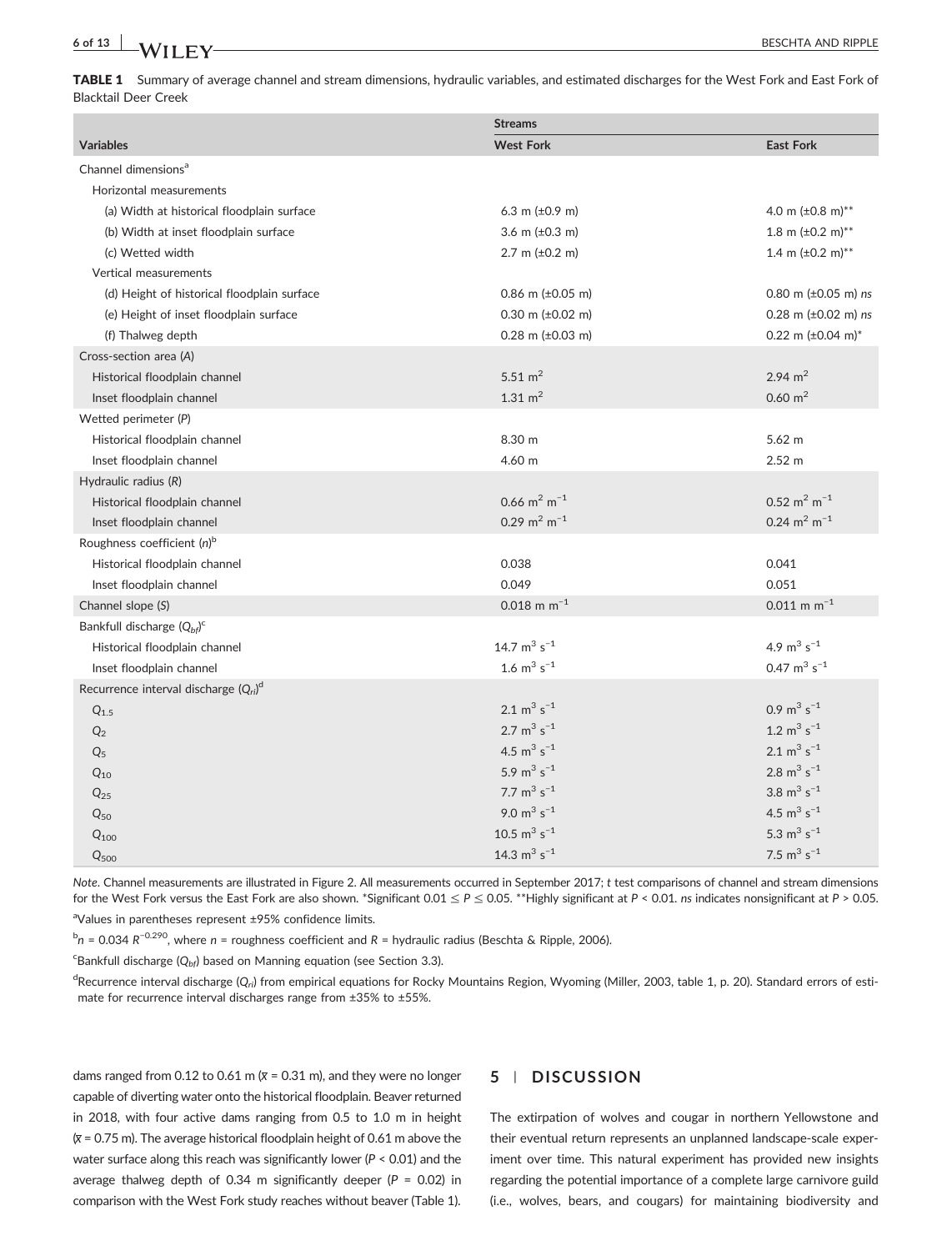**TABLE 1** Summary of average channel and stream dimensions, hydraulic variables, and estimated discharges for the West Fork and East Fork of Blacktail Deer Creek

| Variables | Streams | |
|---|---|---|
| | **West Fork** | **East Fork** |
| Channel dimensions[a] | | |
| Horizontal measurements | | |
| (a) Width at historical floodplain surface | 6.3 m (±0.9 m) | 4.0 m (±0.8 m)** |
| (b) Width at inset floodplain surface | 3.6 m (±0.3 m) | 1.8 m (±0.2 m)** |
| (c) Wetted width | 2.7 m (±0.2 m) | 1.4 m (±0.2 m)** |
| Vertical measurements | | |
| (d) Height of historical floodplain surface | 0.86 m (±0.05 m) | 0.80 m (±0.05 m) *ns* |
| (e) Height of inset floodplain surface | 0.30 m (±0.02 m) | 0.28 m (±0.02 m) *ns* |
| (f) Thalweg depth | 0.28 m (±0.03 m) | 0.22 m (±0.04 m)* |
| Cross-section area (*A*) | | |
| Historical floodplain channel | 5.51 $m^2$ | 2.94 $m^2$ |
| Inset floodplain channel | 1.31 $m^2$ | 0.60 $m^2$ |
| Wetted perimeter (*P*) | | |
| Historical floodplain channel | 8.30 m | 5.62 m |
| Inset floodplain channel | 4.60 m | 2.52 m |
| Hydraulic radius (*R*) | | |
| Historical floodplain channel | 0.66 $m^2\ m^{-1}$ | 0.52 $m^2\ m^{-1}$ |
| Inset floodplain channel | 0.29 $m^2\ m^{-1}$ | 0.24 $m^2\ m^{-1}$ |
| Roughness coefficient (*n*)[b] | | |
| Historical floodplain channel | 0.038 | 0.041 |
| Inset floodplain channel | 0.049 | 0.051 |
| Channel slope (*S*) | 0.018 $m\ m^{-1}$ | 0.011 $m\ m^{-1}$ |
| Bankfull discharge ($Q_{bf}$)[c] | | |
| Historical floodplain channel | 14.7 $m^3\ s^{-1}$ | 4.9 $m^3\ s^{-1}$ |
| Inset floodplain channel | 1.6 $m^3\ s^{-1}$ | 0.47 $m^3\ s^{-1}$ |
| Recurrence interval discharge ($Q_{ri}$)[d] | | |
| $Q_{1.5}$ | 2.1 $m^3\ s^{-1}$ | 0.9 $m^3\ s^{-1}$ |
| $Q_2$ | 2.7 $m^3\ s^{-1}$ | 1.2 $m^3\ s^{-1}$ |
| $Q_5$ | 4.5 $m^3\ s^{-1}$ | 2.1 $m^3\ s^{-1}$ |
| $Q_{10}$ | 5.9 $m^3\ s^{-1}$ | 2.8 $m^3\ s^{-1}$ |
| $Q_{25}$ | 7.7 $m^3\ s^{-1}$ | 3.8 $m^3\ s^{-1}$ |
| $Q_{50}$ | 9.0 $m^3\ s^{-1}$ | 4.5 $m^3\ s^{-1}$ |
| $Q_{100}$ | 10.5 $m^3\ s^{-1}$ | 5.3 $m^3\ s^{-1}$ |
| $Q_{500}$ | 14.3 $m^3\ s^{-1}$ | 7.5 $m^3\ s^{-1}$ |

*Note.* Channel measurements are illustrated in Figure 2. All measurements occurred in September 2017; *t* test comparisons of channel and stream dimensions for the West Fork versus the East Fork are also shown. *Significant $0.01 \le P \le 0.05$. **Highly significant at $P < 0.01$. *ns* indicates nonsignificant at $P > 0.05$.

[a]Values in parentheses represent ±95% confidence limits.

[b]$n = 0.034\ R^{-0.290}$, where $n$ = roughness coefficient and $R$ = hydraulic radius (Beschta & Ripple, 2006).

[c]Bankfull discharge ($Q_{bf}$) based on Manning equation (see Section 3.3).

[d]Recurrence interval discharge ($Q_{ri}$) from empirical equations for Rocky Mountains Region, Wyoming (Miller, 2003, table 1, p. 20). Standard errors of estimate for recurrence interval discharges range from ±35% to ±55%.

dams ranged from 0.12 to 0.61 m ($\bar{x}$ = 0.31 m), and they were no longer capable of diverting water onto the historical floodplain. Beaver returned in 2018, with four active dams ranging from 0.5 to 1.0 m in height ($\bar{x}$ = 0.75 m). The average historical floodplain height of 0.61 m above the water surface along this reach was significantly lower ($P < 0.01$) and the average thalweg depth of 0.34 m significantly deeper ($P = 0.02$) in comparison with the West Fork study reaches without beaver (Table 1).

## 5 | DISCUSSION

The extirpation of wolves and cougar in northern Yellowstone and their eventual return represents an unplanned landscape-scale experiment over time. This natural experiment has provided new insights regarding the potential importance of a complete large carnivore guild (i.e., wolves, bears, and cougars) for maintaining biodiversity and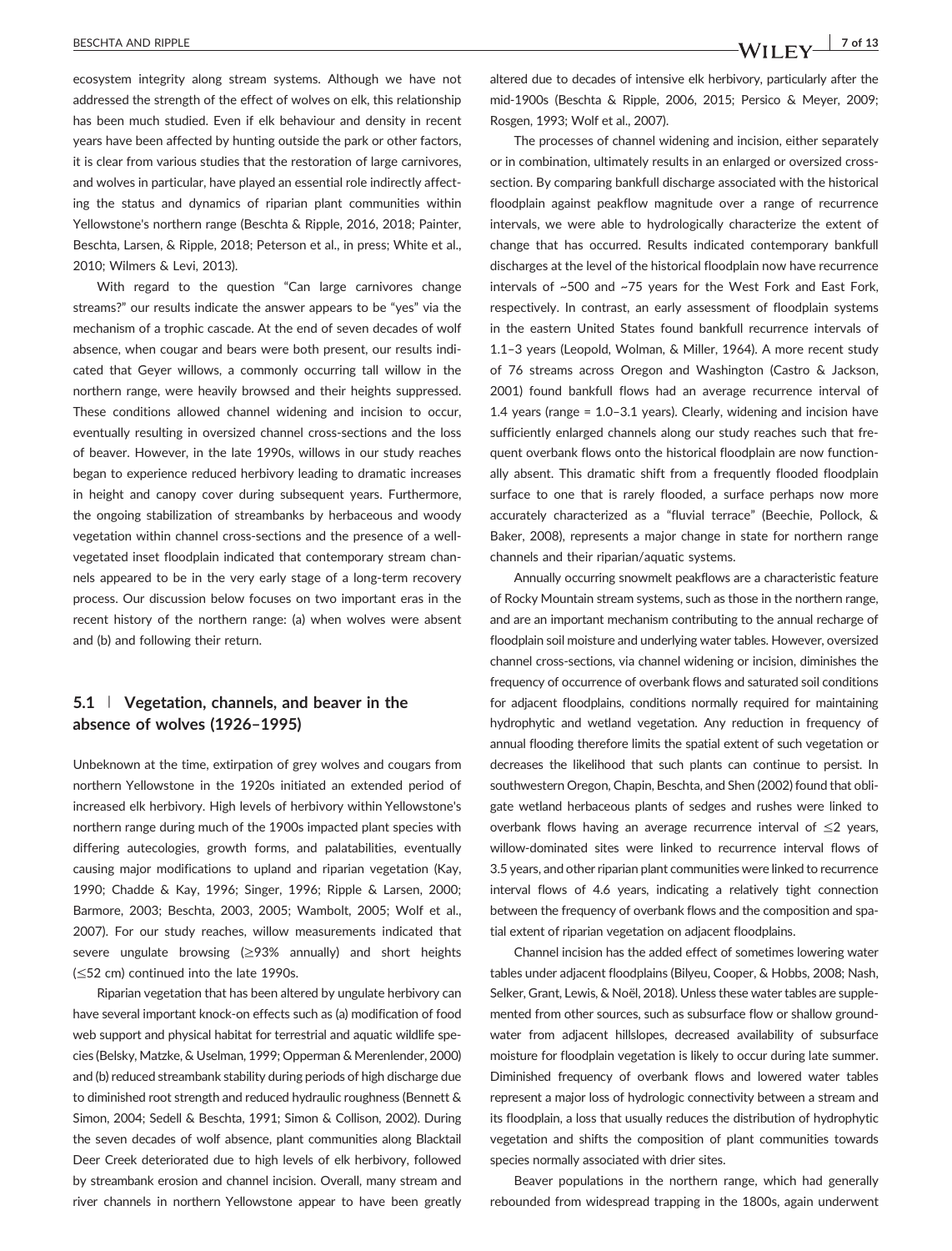ecosystem integrity along stream systems. Although we have not addressed the strength of the effect of wolves on elk, this relationship has been much studied. Even if elk behaviour and density in recent years have been affected by hunting outside the park or other factors, it is clear from various studies that the restoration of large carnivores, and wolves in particular, have played an essential role indirectly affecting the status and dynamics of riparian plant communities within Yellowstone's northern range (Beschta & Ripple, 2016, 2018; Painter, Beschta, Larsen, & Ripple, 2018; Peterson et al., in press; White et al., 2010; Wilmers & Levi, 2013).

With regard to the question "Can large carnivores change streams?" our results indicate the answer appears to be "yes" via the mechanism of a trophic cascade. At the end of seven decades of wolf absence, when cougar and bears were both present, our results indicated that Geyer willows, a commonly occurring tall willow in the northern range, were heavily browsed and their heights suppressed. These conditions allowed channel widening and incision to occur, eventually resulting in oversized channel cross-sections and the loss of beaver. However, in the late 1990s, willows in our study reaches began to experience reduced herbivory leading to dramatic increases in height and canopy cover during subsequent years. Furthermore, the ongoing stabilization of streambanks by herbaceous and woody vegetation within channel cross-sections and the presence of a well-vegetated inset floodplain indicated that contemporary stream channels appeared to be in the very early stage of a long-term recovery process. Our discussion below focuses on two important eras in the recent history of the northern range: (a) when wolves were absent and (b) and following their return.

## 5.1 | Vegetation, channels, and beaver in the absence of wolves (1926–1995)

Unbeknown at the time, extirpation of grey wolves and cougars from northern Yellowstone in the 1920s initiated an extended period of increased elk herbivory. High levels of herbivory within Yellowstone's northern range during much of the 1900s impacted plant species with differing autecologies, growth forms, and palatabilities, eventually causing major modifications to upland and riparian vegetation (Kay, 1990; Chadde & Kay, 1996; Singer, 1996; Ripple & Larsen, 2000; Barmore, 2003; Beschta, 2003, 2005; Wambolt, 2005; Wolf et al., 2007). For our study reaches, willow measurements indicated that severe ungulate browsing (≥93% annually) and short heights (≤52 cm) continued into the late 1990s.

Riparian vegetation that has been altered by ungulate herbivory can have several important knock-on effects such as (a) modification of food web support and physical habitat for terrestrial and aquatic wildlife species (Belsky, Matzke, & Uselman, 1999; Opperman & Merenlender, 2000) and (b) reduced streambank stability during periods of high discharge due to diminished root strength and reduced hydraulic roughness (Bennett & Simon, 2004; Sedell & Beschta, 1991; Simon & Collison, 2002). During the seven decades of wolf absence, plant communities along Blacktail Deer Creek deteriorated due to high levels of elk herbivory, followed by streambank erosion and channel incision. Overall, many stream and river channels in northern Yellowstone appear to have been greatly altered due to decades of intensive elk herbivory, particularly after the mid-1900s (Beschta & Ripple, 2006, 2015; Persico & Meyer, 2009; Rosgen, 1993; Wolf et al., 2007).

The processes of channel widening and incision, either separately or in combination, ultimately results in an enlarged or oversized cross-section. By comparing bankfull discharge associated with the historical floodplain against peakflow magnitude over a range of recurrence intervals, we were able to hydrologically characterize the extent of change that has occurred. Results indicated contemporary bankfull discharges at the level of the historical floodplain now have recurrence intervals of ~500 and ~75 years for the West Fork and East Fork, respectively. In contrast, an early assessment of floodplain systems in the eastern United States found bankfull recurrence intervals of 1.1–3 years (Leopold, Wolman, & Miller, 1964). A more recent study of 76 streams across Oregon and Washington (Castro & Jackson, 2001) found bankfull flows had an average recurrence interval of 1.4 years (range = 1.0–3.1 years). Clearly, widening and incision have sufficiently enlarged channels along our study reaches such that frequent overbank flows onto the historical floodplain are now functionally absent. This dramatic shift from a frequently flooded floodplain surface to one that is rarely flooded, a surface perhaps now more accurately characterized as a "fluvial terrace" (Beechie, Pollock, & Baker, 2008), represents a major change in state for northern range channels and their riparian/aquatic systems.

Annually occurring snowmelt peakflows are a characteristic feature of Rocky Mountain stream systems, such as those in the northern range, and are an important mechanism contributing to the annual recharge of floodplain soil moisture and underlying water tables. However, oversized channel cross-sections, via channel widening or incision, diminishes the frequency of occurrence of overbank flows and saturated soil conditions for adjacent floodplains, conditions normally required for maintaining hydrophytic and wetland vegetation. Any reduction in frequency of annual flooding therefore limits the spatial extent of such vegetation or decreases the likelihood that such plants can continue to persist. In southwestern Oregon, Chapin, Beschta, and Shen (2002) found that obligate wetland herbaceous plants of sedges and rushes were linked to overbank flows having an average recurrence interval of ≤2 years, willow-dominated sites were linked to recurrence interval flows of 3.5 years, and other riparian plant communities were linked to recurrence interval flows of 4.6 years, indicating a relatively tight connection between the frequency of overbank flows and the composition and spatial extent of riparian vegetation on adjacent floodplains.

Channel incision has the added effect of sometimes lowering water tables under adjacent floodplains (Bilyeu, Cooper, & Hobbs, 2008; Nash, Selker, Grant, Lewis, & Noël, 2018). Unless these water tables are supplemented from other sources, such as subsurface flow or shallow groundwater from adjacent hillslopes, decreased availability of subsurface moisture for floodplain vegetation is likely to occur during late summer. Diminished frequency of overbank flows and lowered water tables represent a major loss of hydrologic connectivity between a stream and its floodplain, a loss that usually reduces the distribution of hydrophytic vegetation and shifts the composition of plant communities towards species normally associated with drier sites.

Beaver populations in the northern range, which had generally rebounded from widespread trapping in the 1800s, again underwent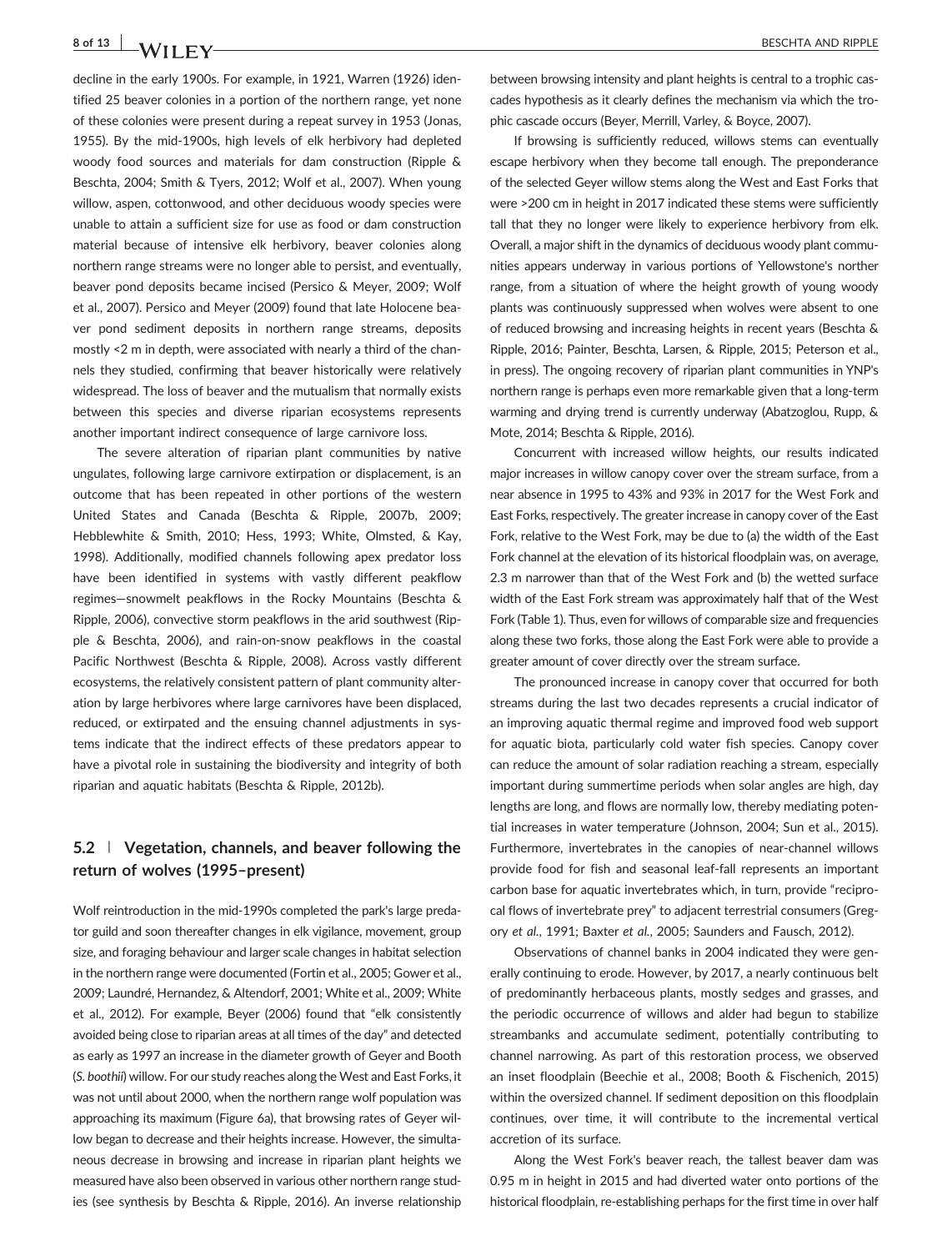decline in the early 1900s. For example, in 1921, Warren (1926) identified 25 beaver colonies in a portion of the northern range, yet none of these colonies were present during a repeat survey in 1953 (Jonas, 1955). By the mid-1900s, high levels of elk herbivory had depleted woody food sources and materials for dam construction (Ripple & Beschta, 2004; Smith & Tyers, 2012; Wolf et al., 2007). When young willow, aspen, cottonwood, and other deciduous woody species were unable to attain a sufficient size for use as food or dam construction material because of intensive elk herbivory, beaver colonies along northern range streams were no longer able to persist, and eventually, beaver pond deposits became incised (Persico & Meyer, 2009; Wolf et al., 2007). Persico and Meyer (2009) found that late Holocene beaver pond sediment deposits in northern range streams, deposits mostly <2 m in depth, were associated with nearly a third of the channels they studied, confirming that beaver historically were relatively widespread. The loss of beaver and the mutualism that normally exists between this species and diverse riparian ecosystems represents another important indirect consequence of large carnivore loss.

The severe alteration of riparian plant communities by native ungulates, following large carnivore extirpation or displacement, is an outcome that has been repeated in other portions of the western United States and Canada (Beschta & Ripple, 2007b, 2009; Hebblewhite & Smith, 2010; Hess, 1993; White, Olmsted, & Kay, 1998). Additionally, modified channels following apex predator loss have been identified in systems with vastly different peakflow regimes—snowmelt peakflows in the Rocky Mountains (Beschta & Ripple, 2006), convective storm peakflows in the arid southwest (Ripple & Beschta, 2006), and rain-on-snow peakflows in the coastal Pacific Northwest (Beschta & Ripple, 2008). Across vastly different ecosystems, the relatively consistent pattern of plant community alteration by large herbivores where large carnivores have been displaced, reduced, or extirpated and the ensuing channel adjustments in systems indicate that the indirect effects of these predators appear to have a pivotal role in sustaining the biodiversity and integrity of both riparian and aquatic habitats (Beschta & Ripple, 2012b).

## 5.2 | Vegetation, channels, and beaver following the return of wolves (1995–present)

Wolf reintroduction in the mid-1990s completed the park's large predator guild and soon thereafter changes in elk vigilance, movement, group size, and foraging behaviour and larger scale changes in habitat selection in the northern range were documented (Fortin et al., 2005; Gower et al., 2009; Laundré, Hernandez, & Altendorf, 2001; White et al., 2009; White et al., 2012). For example, Beyer (2006) found that "elk consistently avoided being close to riparian areas at all times of the day" and detected as early as 1997 an increase in the diameter growth of Geyer and Booth (*S. boothii*) willow. For our study reaches along the West and East Forks, it was not until about 2000, when the northern range wolf population was approaching its maximum (Figure 6a), that browsing rates of Geyer willow began to decrease and their heights increase. However, the simultaneous decrease in browsing and increase in riparian plant heights we measured have also been observed in various other northern range studies (see synthesis by Beschta & Ripple, 2016). An inverse relationship between browsing intensity and plant heights is central to a trophic cascades hypothesis as it clearly defines the mechanism via which the trophic cascade occurs (Beyer, Merrill, Varley, & Boyce, 2007).

If browsing is sufficiently reduced, willows stems can eventually escape herbivory when they become tall enough. The preponderance of the selected Geyer willow stems along the West and East Forks that were >200 cm in height in 2017 indicated these stems were sufficiently tall that they no longer were likely to experience herbivory from elk. Overall, a major shift in the dynamics of deciduous woody plant communities appears underway in various portions of Yellowstone's norther range, from a situation of where the height growth of young woody plants was continuously suppressed when wolves were absent to one of reduced browsing and increasing heights in recent years (Beschta & Ripple, 2016; Painter, Beschta, Larsen, & Ripple, 2015; Peterson et al., in press). The ongoing recovery of riparian plant communities in YNP's northern range is perhaps even more remarkable given that a long-term warming and drying trend is currently underway (Abatzoglou, Rupp, & Mote, 2014; Beschta & Ripple, 2016).

Concurrent with increased willow heights, our results indicated major increases in willow canopy cover over the stream surface, from a near absence in 1995 to 43% and 93% in 2017 for the West Fork and East Forks, respectively. The greater increase in canopy cover of the East Fork, relative to the West Fork, may be due to (a) the width of the East Fork channel at the elevation of its historical floodplain was, on average, 2.3 m narrower than that of the West Fork and (b) the wetted surface width of the East Fork stream was approximately half that of the West Fork (Table 1). Thus, even for willows of comparable size and frequencies along these two forks, those along the East Fork were able to provide a greater amount of cover directly over the stream surface.

The pronounced increase in canopy cover that occurred for both streams during the last two decades represents a crucial indicator of an improving aquatic thermal regime and improved food web support for aquatic biota, particularly cold water fish species. Canopy cover can reduce the amount of solar radiation reaching a stream, especially important during summertime periods when solar angles are high, day lengths are long, and flows are normally low, thereby mediating potential increases in water temperature (Johnson, 2004; Sun et al., 2015). Furthermore, invertebrates in the canopies of near-channel willows provide food for fish and seasonal leaf-fall represents an important carbon base for aquatic invertebrates which, in turn, provide "reciprocal flows of invertebrate prey" to adjacent terrestrial consumers (Gregory *et al*., 1991; Baxter *et al*., 2005; Saunders and Fausch, 2012).

Observations of channel banks in 2004 indicated they were generally continuing to erode. However, by 2017, a nearly continuous belt of predominantly herbaceous plants, mostly sedges and grasses, and the periodic occurrence of willows and alder had begun to stabilize streambanks and accumulate sediment, potentially contributing to channel narrowing. As part of this restoration process, we observed an inset floodplain (Beechie et al., 2008; Booth & Fischenich, 2015) within the oversized channel. If sediment deposition on this floodplain continues, over time, it will contribute to the incremental vertical accretion of its surface.

Along the West Fork's beaver reach, the tallest beaver dam was 0.95 m in height in 2015 and had diverted water onto portions of the historical floodplain, re-establishing perhaps for the first time in over half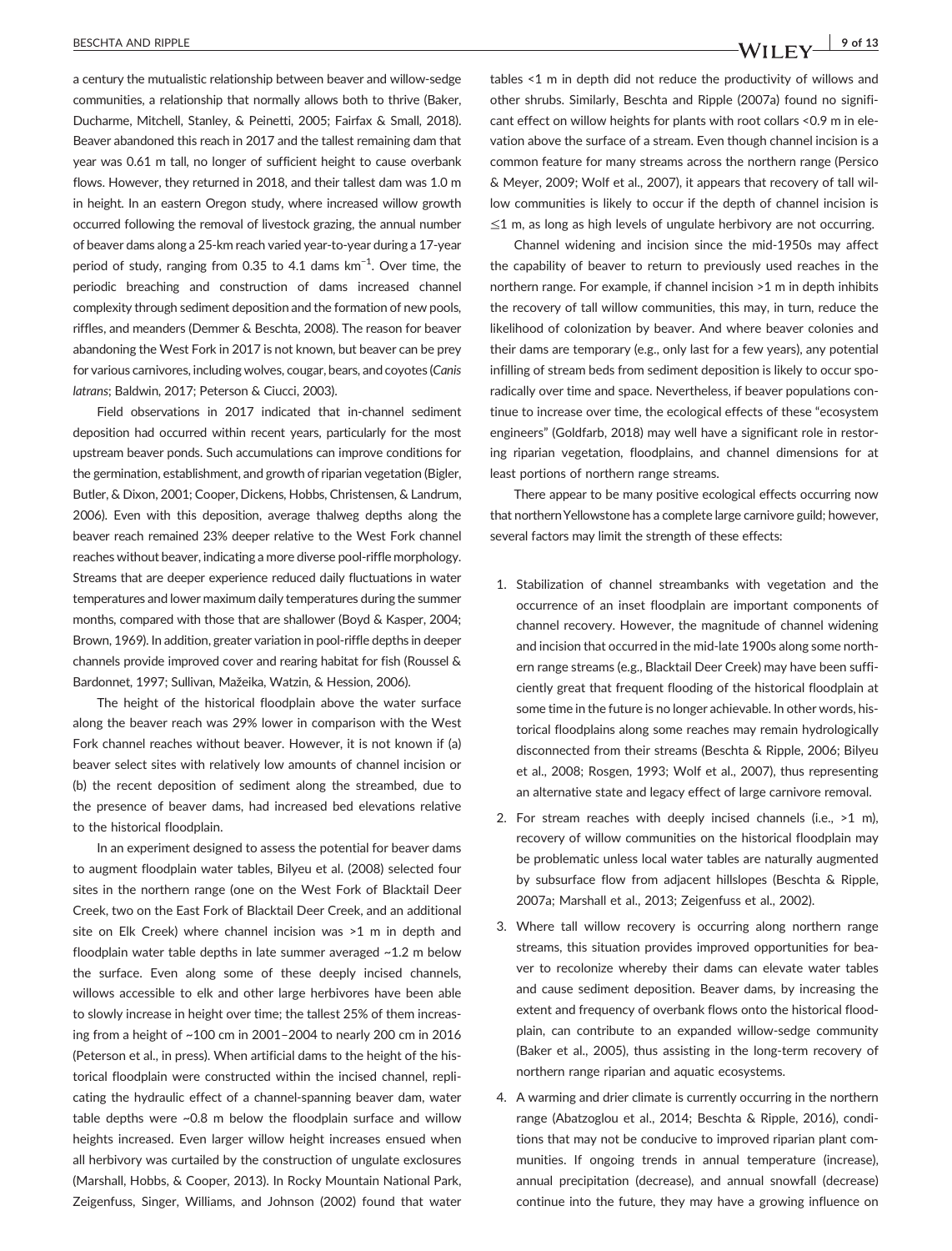a century the mutualistic relationship between beaver and willow-sedge communities, a relationship that normally allows both to thrive (Baker, Ducharme, Mitchell, Stanley, & Peinetti, 2005; Fairfax & Small, 2018). Beaver abandoned this reach in 2017 and the tallest remaining dam that year was 0.61 m tall, no longer of sufficient height to cause overbank flows. However, they returned in 2018, and their tallest dam was 1.0 m in height. In an eastern Oregon study, where increased willow growth occurred following the removal of livestock grazing, the annual number of beaver dams along a 25-km reach varied year-to-year during a 17-year period of study, ranging from 0.35 to 4.1 dams km$^{-1}$. Over time, the periodic breaching and construction of dams increased channel complexity through sediment deposition and the formation of new pools, riffles, and meanders (Demmer & Beschta, 2008). The reason for beaver abandoning the West Fork in 2017 is not known, but beaver can be prey for various carnivores, including wolves, cougar, bears, and coyotes (*Canis latrans*; Baldwin, 2017; Peterson & Ciucci, 2003).

Field observations in 2017 indicated that in-channel sediment deposition had occurred within recent years, particularly for the most upstream beaver ponds. Such accumulations can improve conditions for the germination, establishment, and growth of riparian vegetation (Bigler, Butler, & Dixon, 2001; Cooper, Dickens, Hobbs, Christensen, & Landrum, 2006). Even with this deposition, average thalweg depths along the beaver reach remained 23% deeper relative to the West Fork channel reaches without beaver, indicating a more diverse pool-riffle morphology. Streams that are deeper experience reduced daily fluctuations in water temperatures and lower maximum daily temperatures during the summer months, compared with those that are shallower (Boyd & Kasper, 2004; Brown, 1969). In addition, greater variation in pool-riffle depths in deeper channels provide improved cover and rearing habitat for fish (Roussel & Bardonnet, 1997; Sullivan, Mažeika, Watzin, & Hession, 2006).

The height of the historical floodplain above the water surface along the beaver reach was 29% lower in comparison with the West Fork channel reaches without beaver. However, it is not known if (a) beaver select sites with relatively low amounts of channel incision or (b) the recent deposition of sediment along the streambed, due to the presence of beaver dams, had increased bed elevations relative to the historical floodplain.

In an experiment designed to assess the potential for beaver dams to augment floodplain water tables, Bilyeu et al. (2008) selected four sites in the northern range (one on the West Fork of Blacktail Deer Creek, two on the East Fork of Blacktail Deer Creek, and an additional site on Elk Creek) where channel incision was >1 m in depth and floodplain water table depths in late summer averaged ~1.2 m below the surface. Even along some of these deeply incised channels, willows accessible to elk and other large herbivores have been able to slowly increase in height over time; the tallest 25% of them increasing from a height of ~100 cm in 2001–2004 to nearly 200 cm in 2016 (Peterson et al., in press). When artificial dams to the height of the historical floodplain were constructed within the incised channel, replicating the hydraulic effect of a channel-spanning beaver dam, water table depths were ~0.8 m below the floodplain surface and willow heights increased. Even larger willow height increases ensued when all herbivory was curtailed by the construction of ungulate exclosures (Marshall, Hobbs, & Cooper, 2013). In Rocky Mountain National Park, Zeigenfuss, Singer, Williams, and Johnson (2002) found that water tables <1 m in depth did not reduce the productivity of willows and other shrubs. Similarly, Beschta and Ripple (2007a) found no significant effect on willow heights for plants with root collars <0.9 m in elevation above the surface of a stream. Even though channel incision is a common feature for many streams across the northern range (Persico & Meyer, 2009; Wolf et al., 2007), it appears that recovery of tall willow communities is likely to occur if the depth of channel incision is ≤1 m, as long as high levels of ungulate herbivory are not occurring.

Channel widening and incision since the mid-1950s may affect the capability of beaver to return to previously used reaches in the northern range. For example, if channel incision >1 m in depth inhibits the recovery of tall willow communities, this may, in turn, reduce the likelihood of colonization by beaver. And where beaver colonies and their dams are temporary (e.g., only last for a few years), any potential infilling of stream beds from sediment deposition is likely to occur sporadically over time and space. Nevertheless, if beaver populations continue to increase over time, the ecological effects of these "ecosystem engineers" (Goldfarb, 2018) may well have a significant role in restoring riparian vegetation, floodplains, and channel dimensions for at least portions of northern range streams.

There appear to be many positive ecological effects occurring now that northern Yellowstone has a complete large carnivore guild; however, several factors may limit the strength of these effects:

1. Stabilization of channel streambanks with vegetation and the occurrence of an inset floodplain are important components of channel recovery. However, the magnitude of channel widening and incision that occurred in the mid-late 1900s along some northern range streams (e.g., Blacktail Deer Creek) may have been sufficiently great that frequent flooding of the historical floodplain at some time in the future is no longer achievable. In other words, historical floodplains along some reaches may remain hydrologically disconnected from their streams (Beschta & Ripple, 2006; Bilyeu et al., 2008; Rosgen, 1993; Wolf et al., 2007), thus representing an alternative state and legacy effect of large carnivore removal.
2. For stream reaches with deeply incised channels (i.e., >1 m), recovery of willow communities on the historical floodplain may be problematic unless local water tables are naturally augmented by subsurface flow from adjacent hillslopes (Beschta & Ripple, 2007a; Marshall et al., 2013; Zeigenfuss et al., 2002).
3. Where tall willow recovery is occurring along northern range streams, this situation provides improved opportunities for beaver to recolonize whereby their dams can elevate water tables and cause sediment deposition. Beaver dams, by increasing the extent and frequency of overbank flows onto the historical floodplain, can contribute to an expanded willow-sedge community (Baker et al., 2005), thus assisting in the long-term recovery of northern range riparian and aquatic ecosystems.
4. A warming and drier climate is currently occurring in the northern range (Abatzoglou et al., 2014; Beschta & Ripple, 2016), conditions that may not be conducive to improved riparian plant communities. If ongoing trends in annual temperature (increase), annual precipitation (decrease), and annual snowfall (decrease) continue into the future, they may have a growing influence on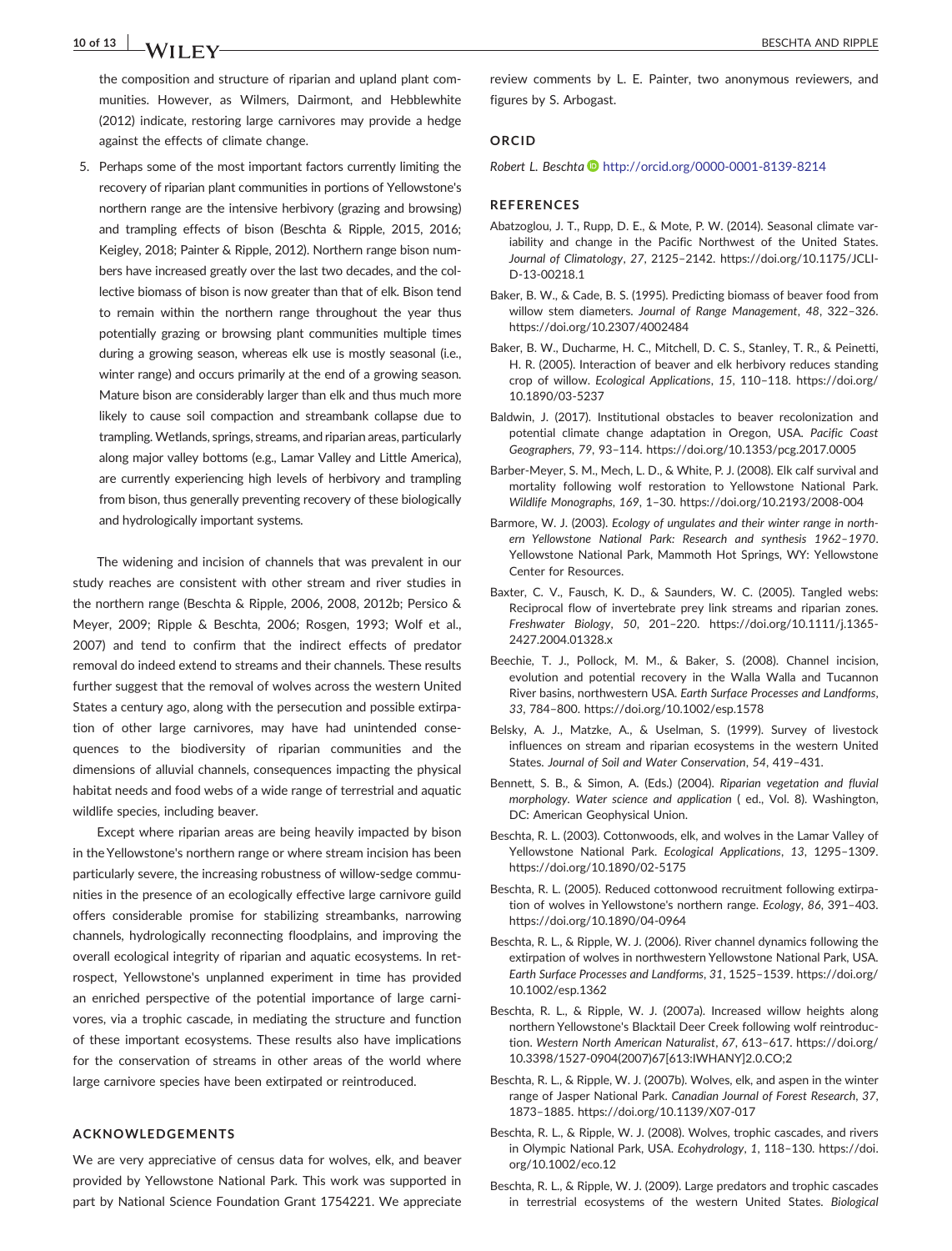the composition and structure of riparian and upland plant communities. However, as Wilmers, Dairmont, and Hebblewhite (2012) indicate, restoring large carnivores may provide a hedge against the effects of climate change.

5. Perhaps some of the most important factors currently limiting the recovery of riparian plant communities in portions of Yellowstone's northern range are the intensive herbivory (grazing and browsing) and trampling effects of bison (Beschta & Ripple, 2015, 2016; Keigley, 2018; Painter & Ripple, 2012). Northern range bison numbers have increased greatly over the last two decades, and the collective biomass of bison is now greater than that of elk. Bison tend to remain within the northern range throughout the year thus potentially grazing or browsing plant communities multiple times during a growing season, whereas elk use is mostly seasonal (i.e., winter range) and occurs primarily at the end of a growing season. Mature bison are considerably larger than elk and thus much more likely to cause soil compaction and streambank collapse due to trampling. Wetlands, springs, streams, and riparian areas, particularly along major valley bottoms (e.g., Lamar Valley and Little America), are currently experiencing high levels of herbivory and trampling from bison, thus generally preventing recovery of these biologically and hydrologically important systems.

The widening and incision of channels that was prevalent in our study reaches are consistent with other stream and river studies in the northern range (Beschta & Ripple, 2006, 2008, 2012b; Persico & Meyer, 2009; Ripple & Beschta, 2006; Rosgen, 1993; Wolf et al., 2007) and tend to confirm that the indirect effects of predator removal do indeed extend to streams and their channels. These results further suggest that the removal of wolves across the western United States a century ago, along with the persecution and possible extirpation of other large carnivores, may have had unintended consequences to the biodiversity of riparian communities and the dimensions of alluvial channels, consequences impacting the physical habitat needs and food webs of a wide range of terrestrial and aquatic wildlife species, including beaver.

Except where riparian areas are being heavily impacted by bison in the Yellowstone's northern range or where stream incision has been particularly severe, the increasing robustness of willow-sedge communities in the presence of an ecologically effective large carnivore guild offers considerable promise for stabilizing streambanks, narrowing channels, hydrologically reconnecting floodplains, and improving the overall ecological integrity of riparian and aquatic ecosystems. In retrospect, Yellowstone's unplanned experiment in time has provided an enriched perspective of the potential importance of large carnivores, via a trophic cascade, in mediating the structure and function of these important ecosystems. These results also have implications for the conservation of streams in other areas of the world where large carnivore species have been extirpated or reintroduced.

## ACKNOWLEDGEMENTS

We are very appreciative of census data for wolves, elk, and beaver provided by Yellowstone National Park. This work was supported in part by National Science Foundation Grant 1754221. We appreciate review comments by L. E. Painter, two anonymous reviewers, and figures by S. Arbogast.

## ORCID

*Robert L. Beschta* http://orcid.org/0000-0001-8139-8214

## REFERENCES

Abatzoglou, J. T., Rupp, D. E., & Mote, P. W. (2014). Seasonal climate variability and change in the Pacific Northwest of the United States. *Journal of Climatology*, *27*, 2125–2142. https://doi.org/10.1175/JCLI-D-13-00218.1

Baker, B. W., & Cade, B. S. (1995). Predicting biomass of beaver food from willow stem diameters. *Journal of Range Management*, *48*, 322–326. https://doi.org/10.2307/4002484

Baker, B. W., Ducharme, H. C., Mitchell, D. C. S., Stanley, T. R., & Peinetti, H. R. (2005). Interaction of beaver and elk herbivory reduces standing crop of willow. *Ecological Applications*, *15*, 110–118. https://doi.org/10.1890/03-5237

Baldwin, J. (2017). Institutional obstacles to beaver recolonization and potential climate change adaptation in Oregon, USA. *Pacific Coast Geographers*, *79*, 93–114. https://doi.org/10.1353/pcg.2017.0005

Barber-Meyer, S. M., Mech, L. D., & White, P. J. (2008). Elk calf survival and mortality following wolf restoration to Yellowstone National Park. *Wildlife Monographs*, *169*, 1–30. https://doi.org/10.2193/2008-004

Barmore, W. J. (2003). *Ecology of ungulates and their winter range in northern Yellowstone National Park: Research and synthesis 1962–1970*. Yellowstone National Park, Mammoth Hot Springs, WY: Yellowstone Center for Resources.

Baxter, C. V., Fausch, K. D., & Saunders, W. C. (2005). Tangled webs: Reciprocal flow of invertebrate prey link streams and riparian zones. *Freshwater Biology*, *50*, 201–220. https://doi.org/10.1111/j.1365-2427.2004.01328.x

Beechie, T. J., Pollock, M. M., & Baker, S. (2008). Channel incision, evolution and potential recovery in the Walla Walla and Tucannon River basins, northwestern USA. *Earth Surface Processes and Landforms*, *33*, 784–800. https://doi.org/10.1002/esp.1578

Belsky, A. J., Matzke, A., & Uselman, S. (1999). Survey of livestock influences on stream and riparian ecosystems in the western United States. *Journal of Soil and Water Conservation*, *54*, 419–431.

Bennett, S. B., & Simon, A. (Eds.) (2004). *Riparian vegetation and fluvial morphology. Water science and application* ( ed., Vol. 8). Washington, DC: American Geophysical Union.

Beschta, R. L. (2003). Cottonwoods, elk, and wolves in the Lamar Valley of Yellowstone National Park. *Ecological Applications*, *13*, 1295–1309. https://doi.org/10.1890/02-5175

Beschta, R. L. (2005). Reduced cottonwood recruitment following extirpation of wolves in Yellowstone's northern range. *Ecology*, *86*, 391–403. https://doi.org/10.1890/04-0964

Beschta, R. L., & Ripple, W. J. (2006). River channel dynamics following the extirpation of wolves in northwestern Yellowstone National Park, USA. *Earth Surface Processes and Landforms*, *31*, 1525–1539. https://doi.org/10.1002/esp.1362

Beschta, R. L., & Ripple, W. J. (2007a). Increased willow heights along northern Yellowstone's Blacktail Deer Creek following wolf reintroduction. *Western North American Naturalist*, *67*, 613–617. https://doi.org/10.3398/1527-0904(2007)67[613:IWHANY]2.0.CO;2

Beschta, R. L., & Ripple, W. J. (2007b). Wolves, elk, and aspen in the winter range of Jasper National Park. *Canadian Journal of Forest Research*, *37*, 1873–1885. https://doi.org/10.1139/X07-017

Beschta, R. L., & Ripple, W. J. (2008). Wolves, trophic cascades, and rivers in Olympic National Park, USA. *Ecohydrology*, *1*, 118–130. https://doi.org/10.1002/eco.12

Beschta, R. L., & Ripple, W. J. (2009). Large predators and trophic cascades in terrestrial ecosystems of the western United States. *Biological*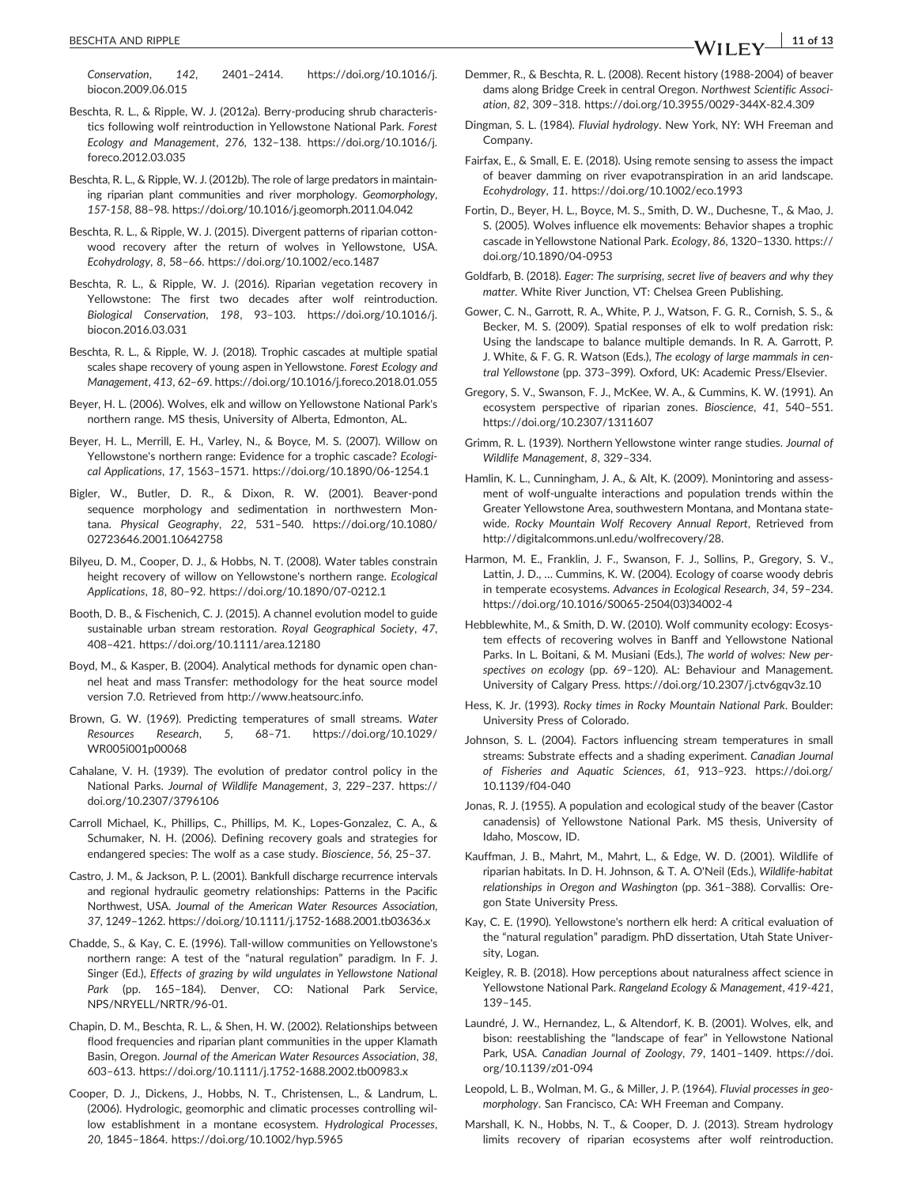*Conservation*, 142, 2401–2414. https://doi.org/10.1016/j.biocon.2009.06.015

Beschta, R. L., & Ripple, W. J. (2012a). Berry-producing shrub characteristics following wolf reintroduction in Yellowstone National Park. *Forest Ecology and Management*, *276*, 132–138. https://doi.org/10.1016/j.foreco.2012.03.035

Beschta, R. L., & Ripple, W. J. (2012b). The role of large predators in maintaining riparian plant communities and river morphology. *Geomorphology*, *157-158*, 88–98. https://doi.org/10.1016/j.geomorph.2011.04.042

Beschta, R. L., & Ripple, W. J. (2015). Divergent patterns of riparian cottonwood recovery after the return of wolves in Yellowstone, USA. *Ecohydrology*, *8*, 58–66. https://doi.org/10.1002/eco.1487

Beschta, R. L., & Ripple, W. J. (2016). Riparian vegetation recovery in Yellowstone: The first two decades after wolf reintroduction. *Biological Conservation*, *198*, 93–103. https://doi.org/10.1016/j.biocon.2016.03.031

Beschta, R. L., & Ripple, W. J. (2018). Trophic cascades at multiple spatial scales shape recovery of young aspen in Yellowstone. *Forest Ecology and Management*, *413*, 62–69. https://doi.org/10.1016/j.foreco.2018.01.055

Beyer, H. L. (2006). Wolves, elk and willow on Yellowstone National Park's northern range. MS thesis, University of Alberta, Edmonton, AL.

Beyer, H. L., Merrill, E. H., Varley, N., & Boyce, M. S. (2007). Willow on Yellowstone's northern range: Evidence for a trophic cascade? *Ecological Applications*, *17*, 1563–1571. https://doi.org/10.1890/06-1254.1

Bigler, W., Butler, D. R., & Dixon, R. W. (2001). Beaver-pond sequence morphology and sedimentation in northwestern Montana. *Physical Geography*, *22*, 531–540. https://doi.org/10.1080/02723646.2001.10642758

Bilyeu, D. M., Cooper, D. J., & Hobbs, N. T. (2008). Water tables constrain height recovery of willow on Yellowstone's northern range. *Ecological Applications*, *18*, 80–92. https://doi.org/10.1890/07-0212.1

Booth, D. B., & Fischenich, C. J. (2015). A channel evolution model to guide sustainable urban stream restoration. *Royal Geographical Society*, *47*, 408–421. https://doi.org/10.1111/area.12180

Boyd, M., & Kasper, B. (2004). Analytical methods for dynamic open channel heat and mass Transfer: methodology for the heat source model version 7.0. Retrieved from http://www.heatsourc.info.

Brown, G. W. (1969). Predicting temperatures of small streams. *Water Resources Research*, *5*, 68–71. https://doi.org/10.1029/WR005i001p00068

Cahalane, V. H. (1939). The evolution of predator control policy in the National Parks. *Journal of Wildlife Management*, *3*, 229–237. https://doi.org/10.2307/3796106

Carroll Michael, K., Phillips, C., Phillips, M. K., Lopes-Gonzalez, C. A., & Schumaker, N. H. (2006). Defining recovery goals and strategies for endangered species: The wolf as a case study. *Bioscience*, *56*, 25–37.

Castro, J. M., & Jackson, P. L. (2001). Bankfull discharge recurrence intervals and regional hydraulic geometry relationships: Patterns in the Pacific Northwest, USA. *Journal of the American Water Resources Association*, *37*, 1249–1262. https://doi.org/10.1111/j.1752-1688.2001.tb03636.x

Chadde, S., & Kay, C. E. (1996). Tall-willow communities on Yellowstone's northern range: A test of the "natural regulation" paradigm. In F. J. Singer (Ed.), *Effects of grazing by wild ungulates in Yellowstone National Park* (pp. 165–184). Denver, CO: National Park Service, NPS/NRYELL/NRTR/96-01.

Chapin, D. M., Beschta, R. L., & Shen, H. W. (2002). Relationships between flood frequencies and riparian plant communities in the upper Klamath Basin, Oregon. *Journal of the American Water Resources Association*, *38*, 603–613. https://doi.org/10.1111/j.1752-1688.2002.tb00983.x

Cooper, D. J., Dickens, J., Hobbs, N. T., Christensen, L., & Landrum, L. (2006). Hydrologic, geomorphic and climatic processes controlling willow establishment in a montane ecosystem. *Hydrological Processes*, *20*, 1845–1864. https://doi.org/10.1002/hyp.5965

Demmer, R., & Beschta, R. L. (2008). Recent history (1988-2004) of beaver dams along Bridge Creek in central Oregon. *Northwest Scientific Association*, *82*, 309–318. https://doi.org/10.3955/0029-344X-82.4.309

Dingman, S. L. (1984). *Fluvial hydrology*. New York, NY: WH Freeman and Company.

Fairfax, E., & Small, E. E. (2018). Using remote sensing to assess the impact of beaver damming on river evapotranspiration in an arid landscape. *Ecohydrology*, *11*. https://doi.org/10.1002/eco.1993

Fortin, D., Beyer, H. L., Boyce, M. S., Smith, D. W., Duchesne, T., & Mao, J. S. (2005). Wolves influence elk movements: Behavior shapes a trophic cascade in Yellowstone National Park. *Ecology*, *86*, 1320–1330. https://doi.org/10.1890/04-0953

Goldfarb, B. (2018). *Eager: The surprising, secret live of beavers and why they matter*. White River Junction, VT: Chelsea Green Publishing.

Gower, C. N., Garrott, R. A., White, P. J., Watson, F. G. R., Cornish, S. S., & Becker, M. S. (2009). Spatial responses of elk to wolf predation risk: Using the landscape to balance multiple demands. In R. A. Garrott, P. J. White, & F. G. R. Watson (Eds.), *The ecology of large mammals in central Yellowstone* (pp. 373–399). Oxford, UK: Academic Press/Elsevier.

Gregory, S. V., Swanson, F. J., McKee, W. A., & Cummins, K. W. (1991). An ecosystem perspective of riparian zones. *Bioscience*, *41*, 540–551. https://doi.org/10.2307/1311607

Grimm, R. L. (1939). Northern Yellowstone winter range studies. *Journal of Wildlife Management*, *8*, 329–334.

Hamlin, K. L., Cunningham, J. A., & Alt, K. (2009). Monintoring and assessment of wolf-ungualte interactions and population trends within the Greater Yellowstone Area, southwestern Montana, and Montana statewide. *Rocky Mountain Wolf Recovery Annual Report*, Retrieved from http://digitalcommons.unl.edu/wolfrecovery/28.

Harmon, M. E., Franklin, J. F., Swanson, F. J., Sollins, P., Gregory, S. V., Lattin, J. D., … Cummins, K. W. (2004). Ecology of coarse woody debris in temperate ecosystems. *Advances in Ecological Research*, *34*, 59–234. https://doi.org/10.1016/S0065-2504(03)34002-4

Hebblewhite, M., & Smith, D. W. (2010). Wolf community ecology: Ecosystem effects of recovering wolves in Banff and Yellowstone National Parks. In L. Boitani, & M. Musiani (Eds.), *The world of wolves: New perspectives on ecology* (pp. 69–120). AL: Behaviour and Management. University of Calgary Press. https://doi.org/10.2307/j.ctv6gqv3z.10

Hess, K. Jr. (1993). *Rocky times in Rocky Mountain National Park*. Boulder: University Press of Colorado.

Johnson, S. L. (2004). Factors influencing stream temperatures in small streams: Substrate effects and a shading experiment. *Canadian Journal of Fisheries and Aquatic Sciences*, *61*, 913–923. https://doi.org/10.1139/f04-040

Jonas, R. J. (1955). A population and ecological study of the beaver (Castor canadensis) of Yellowstone National Park. MS thesis, University of Idaho, Moscow, ID.

Kauffman, J. B., Mahrt, M., Mahrt, L., & Edge, W. D. (2001). Wildlife of riparian habitats. In D. H. Johnson, & T. A. O'Neil (Eds.), *Wildlife-habitat relationships in Oregon and Washington* (pp. 361–388). Corvallis: Oregon State University Press.

Kay, C. E. (1990). Yellowstone's northern elk herd: A critical evaluation of the "natural regulation" paradigm. PhD dissertation, Utah State University, Logan.

Keigley, R. B. (2018). How perceptions about naturalness affect science in Yellowstone National Park. *Rangeland Ecology & Management*, *419-421*, 139–145.

Laundré, J. W., Hernandez, L., & Altendorf, K. B. (2001). Wolves, elk, and bison: reestablishing the "landscape of fear" in Yellowstone National Park, USA. *Canadian Journal of Zoology*, *79*, 1401–1409. https://doi.org/10.1139/z01-094

Leopold, L. B., Wolman, M. G., & Miller, J. P. (1964). *Fluvial processes in geomorphology*. San Francisco, CA: WH Freeman and Company.

Marshall, K. N., Hobbs, N. T., & Cooper, D. J. (2013). Stream hydrology limits recovery of riparian ecosystems after wolf reintroduction.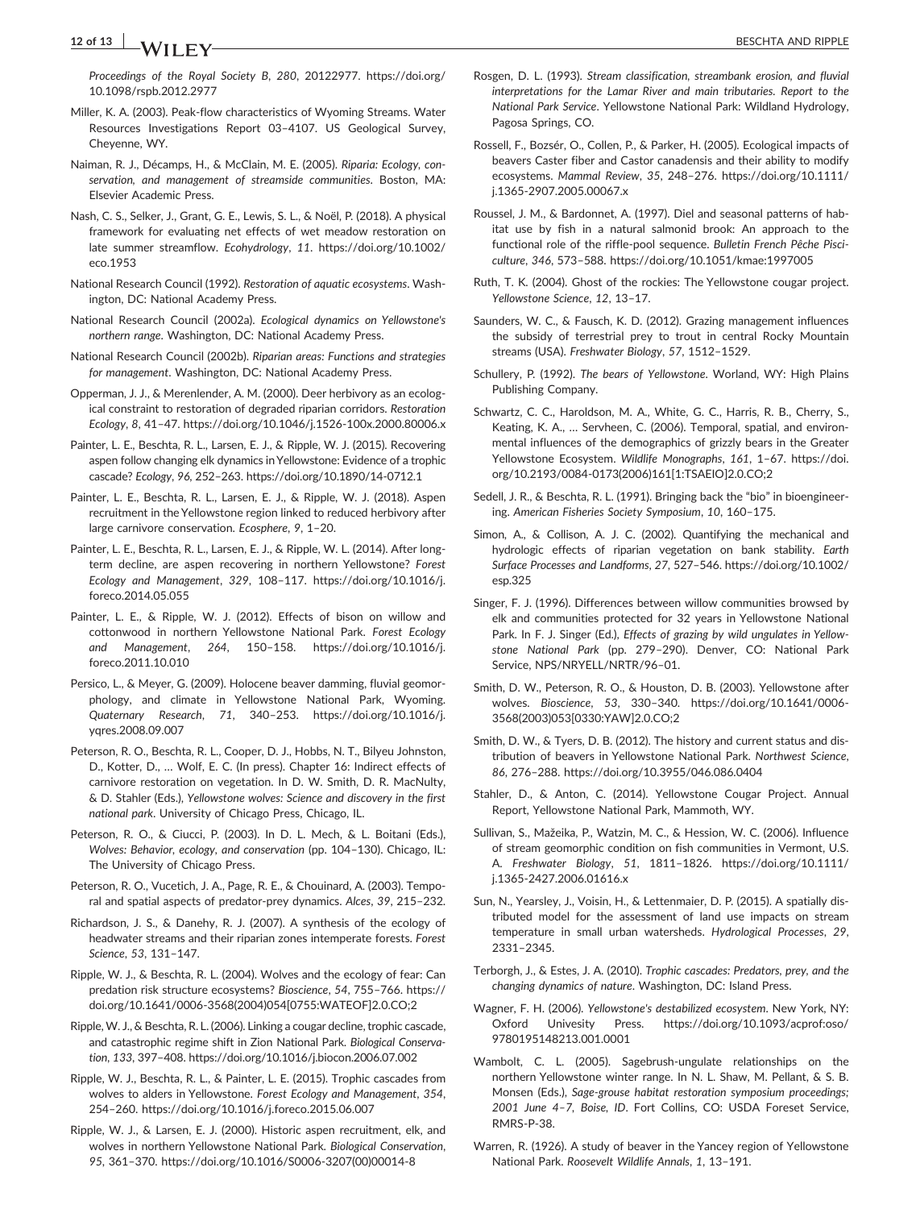*Proceedings of the Royal Society B*, *280*, 20122977. https://doi.org/10.1098/rspb.2012.2977

Miller, K. A. (2003). Peak-flow characteristics of Wyoming Streams. Water Resources Investigations Report 03–4107. US Geological Survey, Cheyenne, WY.

Naiman, R. J., Décamps, H., & McClain, M. E. (2005). *Riparia: Ecology, conservation, and management of streamside communities*. Boston, MA: Elsevier Academic Press.

Nash, C. S., Selker, J., Grant, G. E., Lewis, S. L., & Noël, P. (2018). A physical framework for evaluating net effects of wet meadow restoration on late summer streamflow. *Ecohydrology*, *11*. https://doi.org/10.1002/eco.1953

National Research Council (1992). *Restoration of aquatic ecosystems*. Washington, DC: National Academy Press.

National Research Council (2002a). *Ecological dynamics on Yellowstone's northern range*. Washington, DC: National Academy Press.

National Research Council (2002b). *Riparian areas: Functions and strategies for management*. Washington, DC: National Academy Press.

Opperman, J. J., & Merenlender, A. M. (2000). Deer herbivory as an ecological constraint to restoration of degraded riparian corridors. *Restoration Ecology*, *8*, 41–47. https://doi.org/10.1046/j.1526-100x.2000.80006.x

Painter, L. E., Beschta, R. L., Larsen, E. J., & Ripple, W. J. (2015). Recovering aspen follow changing elk dynamics in Yellowstone: Evidence of a trophic cascade? *Ecology*, *96*, 252–263. https://doi.org/10.1890/14-0712.1

Painter, L. E., Beschta, R. L., Larsen, E. J., & Ripple, W. J. (2018). Aspen recruitment in the Yellowstone region linked to reduced herbivory after large carnivore conservation. *Ecosphere*, *9*, 1–20.

Painter, L. E., Beschta, R. L., Larsen, E. J., & Ripple, W. L. (2014). After long-term decline, are aspen recovering in northern Yellowstone? *Forest Ecology and Management*, *329*, 108–117. https://doi.org/10.1016/j.foreco.2014.05.055

Painter, L. E., & Ripple, W. J. (2012). Effects of bison on willow and cottonwood in northern Yellowstone National Park. *Forest Ecology and Management*, *264*, 150–158. https://doi.org/10.1016/j.foreco.2011.10.010

Persico, L., & Meyer, G. (2009). Holocene beaver damming, fluvial geomorphology, and climate in Yellowstone National Park, Wyoming. *Quaternary Research*, *71*, 340–253. https://doi.org/10.1016/j.yqres.2008.09.007

Peterson, R. O., Beschta, R. L., Cooper, D. J., Hobbs, N. T., Bilyeu Johnston, D., Kotter, D., … Wolf, E. C. (In press). Chapter 16: Indirect effects of carnivore restoration on vegetation. In D. W. Smith, D. R. MacNulty, & D. Stahler (Eds.), *Yellowstone wolves: Science and discovery in the first national park*. University of Chicago Press, Chicago, IL.

Peterson, R. O., & Ciucci, P. (2003). In D. L. Mech, & L. Boitani (Eds.), *Wolves: Behavior, ecology, and conservation* (pp. 104–130). Chicago, IL: The University of Chicago Press.

Peterson, R. O., Vucetich, J. A., Page, R. E., & Chouinard, A. (2003). Temporal and spatial aspects of predator-prey dynamics. *Alces*, *39*, 215–232.

Richardson, J. S., & Danehy, R. J. (2007). A synthesis of the ecology of headwater streams and their riparian zones intemperate forests. *Forest Science*, *53*, 131–147.

Ripple, W. J., & Beschta, R. L. (2004). Wolves and the ecology of fear: Can predation risk structure ecosystems? *Bioscience*, *54*, 755–766. https://doi.org/10.1641/0006-3568(2004)054[0755:WATEOF]2.0.CO;2

Ripple, W. J., & Beschta, R. L. (2006). Linking a cougar decline, trophic cascade, and catastrophic regime shift in Zion National Park. *Biological Conservation*, *133*, 397–408. https://doi.org/10.1016/j.biocon.2006.07.002

Ripple, W. J., Beschta, R. L., & Painter, L. E. (2015). Trophic cascades from wolves to alders in Yellowstone. *Forest Ecology and Management*, *354*, 254–260. https://doi.org/10.1016/j.foreco.2015.06.007

Ripple, W. J., & Larsen, E. J. (2000). Historic aspen recruitment, elk, and wolves in northern Yellowstone National Park. *Biological Conservation*, *95*, 361–370. https://doi.org/10.1016/S0006-3207(00)00014-8

Rosgen, D. L. (1993). *Stream classification, streambank erosion, and fluvial interpretations for the Lamar River and main tributaries. Report to the National Park Service*. Yellowstone National Park: Wildland Hydrology, Pagosa Springs, CO.

Rossell, F., Bozsér, O., Collen, P., & Parker, H. (2005). Ecological impacts of beavers Caster fiber and Castor canadensis and their ability to modify ecosystems. *Mammal Review*, *35*, 248–276. https://doi.org/10.1111/j.1365-2907.2005.00067.x

Roussel, J. M., & Bardonnet, A. (1997). Diel and seasonal patterns of habitat use by fish in a natural salmonid brook: An approach to the functional role of the riffle-pool sequence. *Bulletin French Pêche Pisciculture*, *346*, 573–588. https://doi.org/10.1051/kmae:1997005

Ruth, T. K. (2004). Ghost of the rockies: The Yellowstone cougar project. *Yellowstone Science*, *12*, 13–17.

Saunders, W. C., & Fausch, K. D. (2012). Grazing management influences the subsidy of terrestrial prey to trout in central Rocky Mountain streams (USA). *Freshwater Biology*, *57*, 1512–1529.

Schullery, P. (1992). *The bears of Yellowstone*. Worland, WY: High Plains Publishing Company.

Schwartz, C. C., Haroldson, M. A., White, G. C., Harris, R. B., Cherry, S., Keating, K. A., … Servheen, C. (2006). Temporal, spatial, and environmental influences of the demographics of grizzly bears in the Greater Yellowstone Ecosystem. *Wildlife Monographs*, *161*, 1–67. https://doi.org/10.2193/0084-0173(2006)161[1:TSAEIO]2.0.CO;2

Sedell, J. R., & Beschta, R. L. (1991). Bringing back the "bio" in bioengineering. *American Fisheries Society Symposium*, *10*, 160–175.

Simon, A., & Collison, A. J. C. (2002). Quantifying the mechanical and hydrologic effects of riparian vegetation on bank stability. *Earth Surface Processes and Landforms*, *27*, 527–546. https://doi.org/10.1002/esp.325

Singer, F. J. (1996). Differences between willow communities browsed by elk and communities protected for 32 years in Yellowstone National Park. In F. J. Singer (Ed.), *Effects of grazing by wild ungulates in Yellowstone National Park* (pp. 279–290). Denver, CO: National Park Service, NPS/NRYELL/NRTR/96–01.

Smith, D. W., Peterson, R. O., & Houston, D. B. (2003). Yellowstone after wolves. *Bioscience*, *53*, 330–340. https://doi.org/10.1641/0006-3568(2003)053[0330:YAW]2.0.CO;2

Smith, D. W., & Tyers, D. B. (2012). The history and current status and distribution of beavers in Yellowstone National Park. *Northwest Science*, *86*, 276–288. https://doi.org/10.3955/046.086.0404

Stahler, D., & Anton, C. (2014). Yellowstone Cougar Project. Annual Report, Yellowstone National Park, Mammoth, WY.

Sullivan, S., Mažeika, P., Watzin, M. C., & Hession, W. C. (2006). Influence of stream geomorphic condition on fish communities in Vermont, U.S. A. *Freshwater Biology*, *51*, 1811–1826. https://doi.org/10.1111/j.1365-2427.2006.01616.x

Sun, N., Yearsley, J., Voisin, H., & Lettenmaier, D. P. (2015). A spatially distributed model for the assessment of land use impacts on stream temperature in small urban watersheds. *Hydrological Processes*, *29*, 2331–2345.

Terborgh, J., & Estes, J. A. (2010). *Trophic cascades: Predators, prey, and the changing dynamics of nature*. Washington, DC: Island Press.

Wagner, F. H. (2006). *Yellowstone's destabilized ecosystem*. New York, NY: Oxford Univesity Press. https://doi.org/10.1093/acprof:oso/9780195148213.001.0001

Wambolt, C. L. (2005). Sagebrush-ungulate relationships on the northern Yellowstone winter range. In N. L. Shaw, M. Pellant, & S. B. Monsen (Eds.), *Sage-grouse habitat restoration symposium proceedings; 2001 June 4–7, Boise, ID*. Fort Collins, CO: USDA Foreset Service, RMRS-P-38.

Warren, R. (1926). A study of beaver in the Yancey region of Yellowstone National Park. *Roosevelt Wildlife Annals*, *1*, 13–191.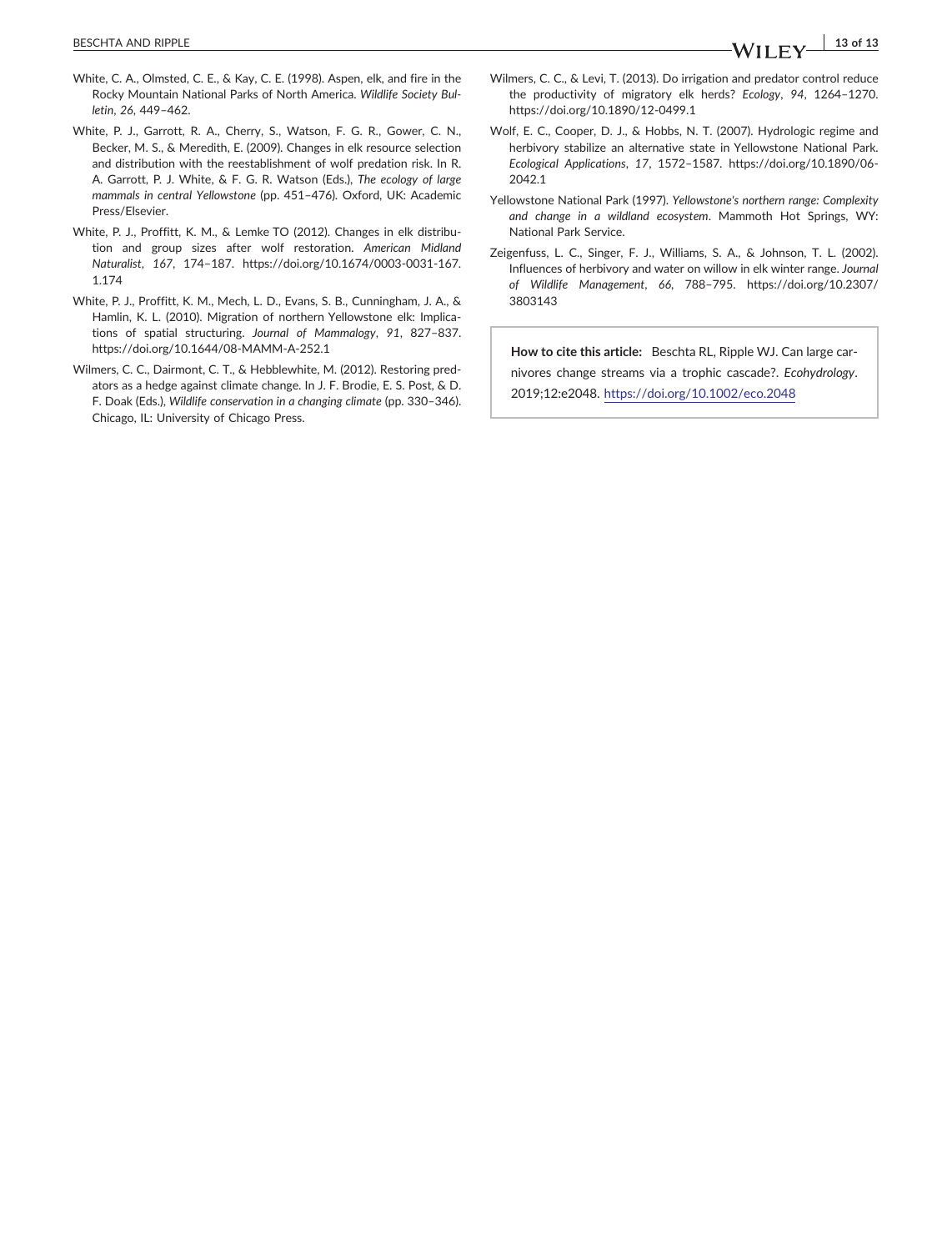White, C. A., Olmsted, C. E., & Kay, C. E. (1998). Aspen, elk, and fire in the Rocky Mountain National Parks of North America. *Wildlife Society Bulletin*, *26*, 449–462.

White, P. J., Garrott, R. A., Cherry, S., Watson, F. G. R., Gower, C. N., Becker, M. S., & Meredith, E. (2009). Changes in elk resource selection and distribution with the reestablishment of wolf predation risk. In R. A. Garrott, P. J. White, & F. G. R. Watson (Eds.), *The ecology of large mammals in central Yellowstone* (pp. 451–476). Oxford, UK: Academic Press/Elsevier.

White, P. J., Proffitt, K. M., & Lemke TO (2012). Changes in elk distribution and group sizes after wolf restoration. *American Midland Naturalist*, *167*, 174–187. https://doi.org/10.1674/0003-0031-167.1.174

White, P. J., Proffitt, K. M., Mech, L. D., Evans, S. B., Cunningham, J. A., & Hamlin, K. L. (2010). Migration of northern Yellowstone elk: Implications of spatial structuring. *Journal of Mammalogy*, *91*, 827–837. https://doi.org/10.1644/08-MAMM-A-252.1

Wilmers, C. C., Dairmont, C. T., & Hebblewhite, M. (2012). Restoring predators as a hedge against climate change. In J. F. Brodie, E. S. Post, & D. F. Doak (Eds.), *Wildlife conservation in a changing climate* (pp. 330–346). Chicago, IL: University of Chicago Press.

Wilmers, C. C., & Levi, T. (2013). Do irrigation and predator control reduce the productivity of migratory elk herds? *Ecology*, *94*, 1264–1270. https://doi.org/10.1890/12-0499.1

Wolf, E. C., Cooper, D. J., & Hobbs, N. T. (2007). Hydrologic regime and herbivory stabilize an alternative state in Yellowstone National Park. *Ecological Applications*, *17*, 1572–1587. https://doi.org/10.1890/06-2042.1

Yellowstone National Park (1997). *Yellowstone's northern range: Complexity and change in a wildland ecosystem*. Mammoth Hot Springs, WY: National Park Service.

Zeigenfuss, L. C., Singer, F. J., Williams, S. A., & Johnson, T. L. (2002). Influences of herbivory and water on willow in elk winter range. *Journal of Wildlife Management*, *66*, 788–795. https://doi.org/10.2307/3803143

**How to cite this article:** Beschta RL, Ripple WJ. Can large carnivores change streams via a trophic cascade?. *Ecohydrology*. 2019;12:e2048. https://doi.org/10.1002/eco.2048